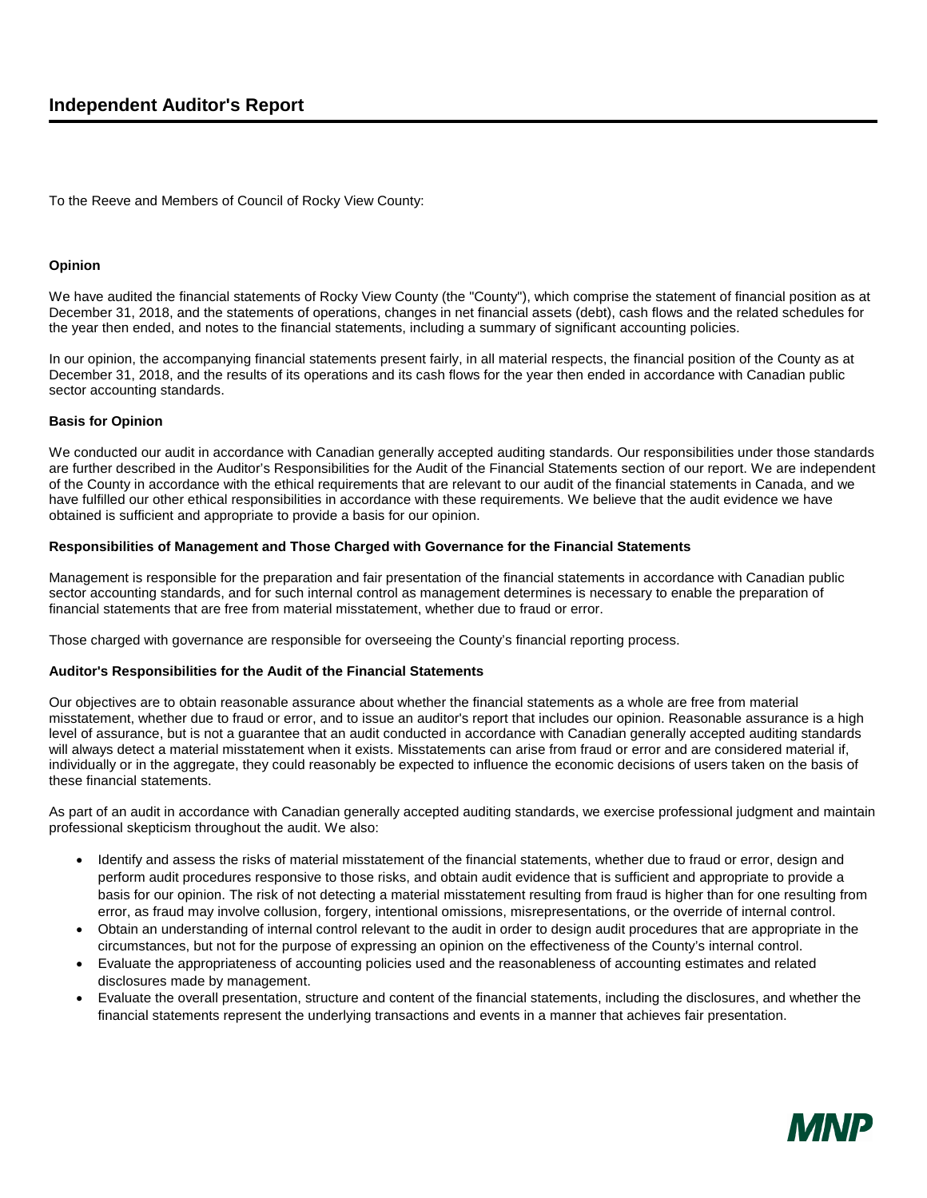# Independent Auditor's Report

To the Reeve and Members of Council of Rocky View County:

**Opinion**

We have audited the financial statements of Rocky View County (the "County"), which comprise the statement of financial position as at December 31, 2018, and the statements of operations, changes in net financial assets (debt), cash flows and the related schedules for the year then ended, and notes to the financial statements, including a summary of significant accounting policies.

In our opinion, the accompanying financial statements present fairly, in all material respects, the financial position of the County as at December 31, 2018, and the results of its operations and its cash flows for the year then ended in accordance with Canadian public sector accounting standards.

**Basis for Opinion**

We conducted our audit in accordance with Canadian generally accepted auditing standards. Our responsibilities under those standards are further described in the Auditor's Responsibilities for the Audit of the Financial Statements section of our report. We are independent of the County in accordance with the ethical requirements that are relevant to our audit of the financial statements in Canada, and we have fulfilled our other ethical responsibilities in accordance with these requirements. We believe that the audit evidence we have obtained is sufficient and appropriate to provide a basis for our opinion.

**Responsibilities of Management and Those Charged with Governance for the Financial Statements**

Management is responsible for the preparation and fair presentation of the financial statements in accordance with Canadian public sector accounting standards, and for such internal control as management determines is necessary to enable the preparation of financial statements that are free from material misstatement, whether due to fraud or error.

Those charged with governance are responsible for overseeing the County's financial reporting process.

**Auditor's Responsibilities for the Audit of the Financial Statements**

Our objectives are to obtain reasonable assurance about whether the financial statements as a whole are free from material misstatement, whether due to fraud or error, and to issue an auditor's report that includes our opinion. Reasonable assurance is a high level of assurance, but is not a guarantee that an audit conducted in accordance with Canadian generally accepted auditing standards will always detect a material misstatement when it exists. Misstatements can arise from fraud or error and are considered material if, individually or in the aggregate, they could reasonably be expected to influence the economic decisions of users taken on the basis of these financial statements.

As part of an audit in accordance with Canadian generally accepted auditing standards, we exercise professional judgment and maintain professional skepticism throughout the audit. We also:

- Identify and assess the risks of material misstatement of the financial statements, whether due to fraud or error, design and perform audit procedures responsive to those risks, and obtain audit evidence that is sufficient and appropriate to provide a basis for our opinion. The risk of not detecting a material misstatement resulting from fraud is higher than for one resulting from error, as fraud may involve collusion, forgery, intentional omissions, misrepresentations, or the override of internal control.
- Obtain an understanding of internal control relevant to the audit in order to design audit procedures that are appropriate in the circumstances, but not for the purpose of expressing an opinion on the effectiveness of the County's internal control.
- Evaluate the appropriateness of accounting policies used and the reasonableness of accounting estimates and related disclosures made by management.
- Evaluate the overall presentation, structure and content of the financial statements, including the disclosures, and whether the financial statements represent the underlying transactions and events in a manner that achieves fair presentation.

MNP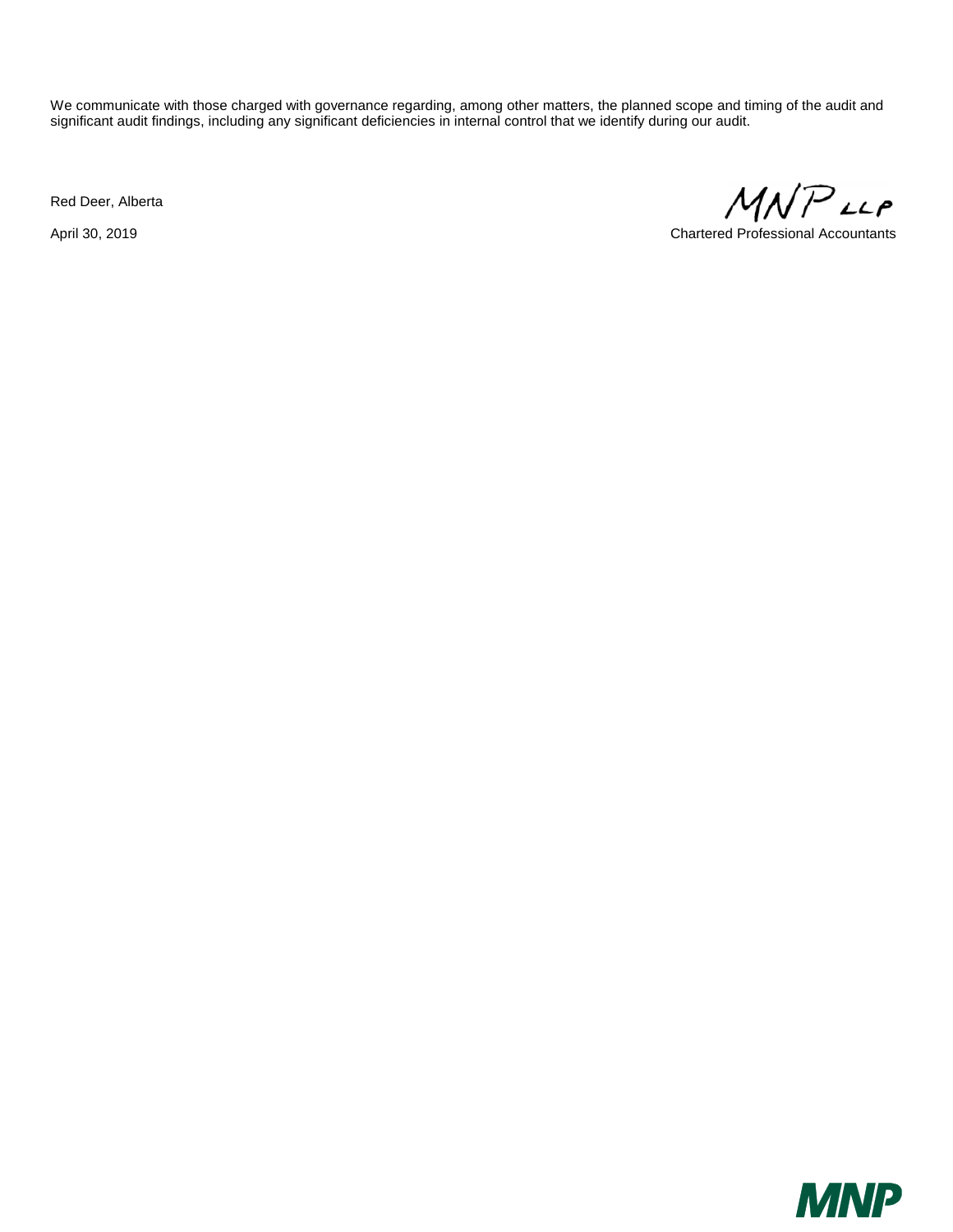We communicate with those charged with governance regarding, among other matters, the planned scope and timing of the audit and significant audit findings, including any significant deficiencies in internal control that we identify during our audit.

Red Deer, Alberta

April 30, 2019

MNP LLP

Chartered Professional Accountants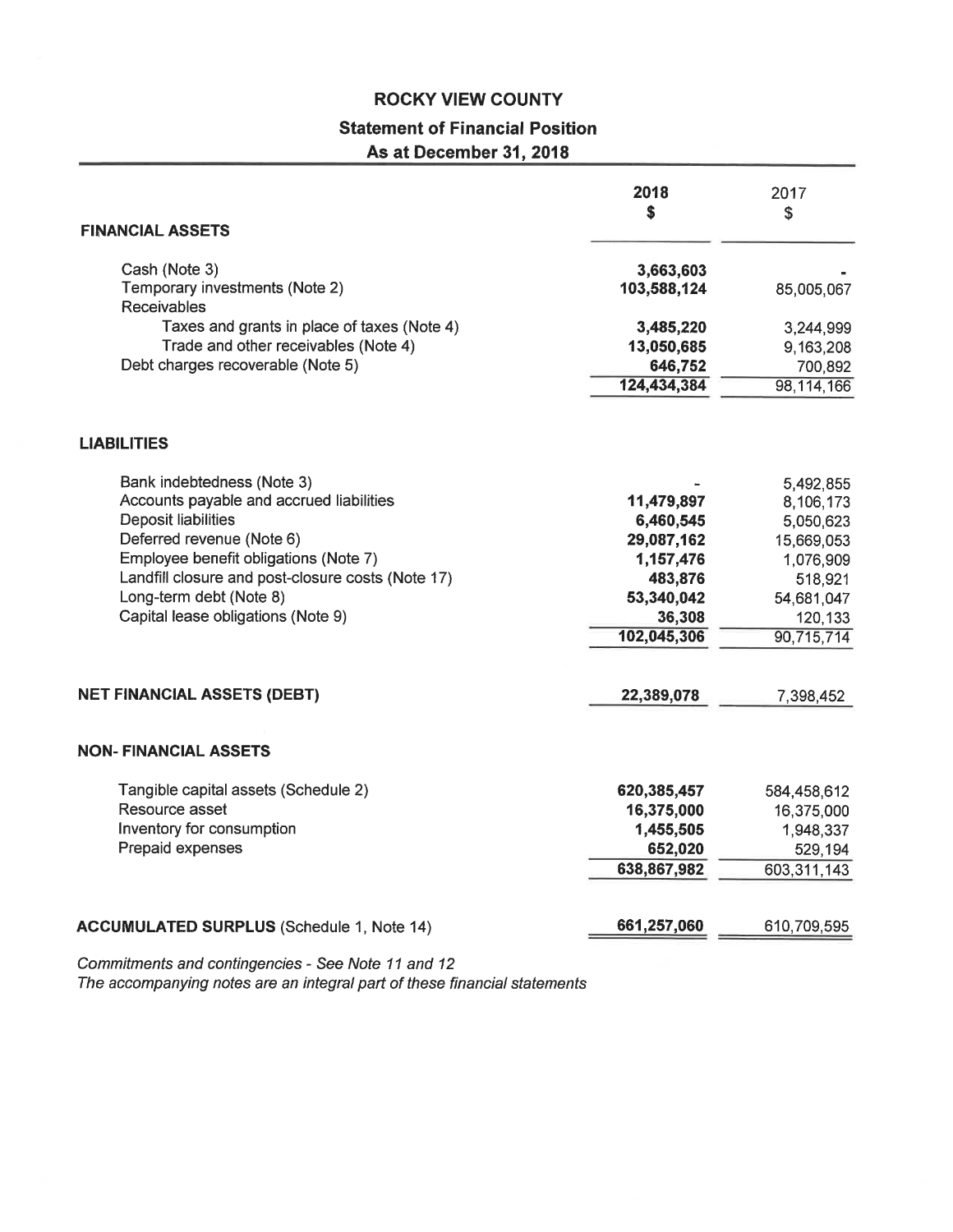# ROCKY VIEW COUNTY

## Statement of Financial Position

### As at December 31, 2018

| | 2018 $ | 2017 $ |
|---|---|---|
| **FINANCIAL ASSETS** | | |
| Cash (Note 3) | **3,663,603** | - |
| Temporary investments (Note 2) | **103,588,124** | 85,005,067 |
| Receivables | | |
| Taxes and grants in place of taxes (Note 4) | **3,485,220** | 3,244,999 |
| Trade and other receivables (Note 4) | **13,050,685** | 9,163,208 |
| Debt charges recoverable (Note 5) | **646,752** | 700,892 |
| | **124,434,384** | 98,114,166 |
| **LIABILITIES** | | |
| Bank indebtedness (Note 3) | - | 5,492,855 |
| Accounts payable and accrued liabilities | **11,479,897** | 8,106,173 |
| Deposit liabilities | **6,460,545** | 5,050,623 |
| Deferred revenue (Note 6) | **29,087,162** | 15,669,053 |
| Employee benefit obligations (Note 7) | **1,157,476** | 1,076,909 |
| Landfill closure and post-closure costs (Note 17) | **483,876** | 518,921 |
| Long-term debt (Note 8) | **53,340,042** | 54,681,047 |
| Capital lease obligations (Note 9) | **36,308** | 120,133 |
| | **102,045,306** | 90,715,714 |
| **NET FINANCIAL ASSETS (DEBT)** | **22,389,078** | 7,398,452 |
| **NON- FINANCIAL ASSETS** | | |
| Tangible capital assets (Schedule 2) | **620,385,457** | 584,458,612 |
| Resource asset | **16,375,000** | 16,375,000 |
| Inventory for consumption | **1,455,505** | 1,948,337 |
| Prepaid expenses | **652,020** | 529,194 |
| | **638,867,982** | 603,311,143 |
| **ACCUMULATED SURPLUS** (Schedule 1, Note 14) | **661,257,060** | 610,709,595 |

*Commitments and contingencies - See Note 11 and 12*

*The accompanying notes are an integral part of these financial statements*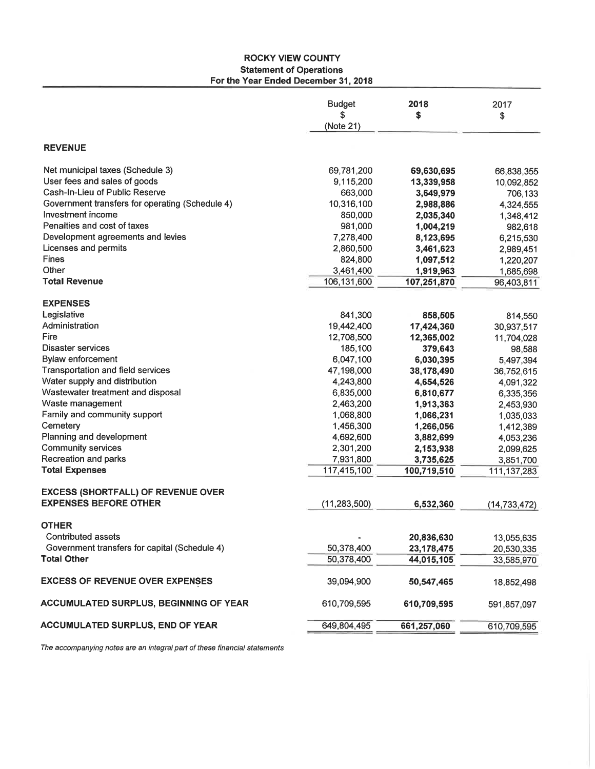# ROCKY VIEW COUNTY
## Statement of Operations
### For the Year Ended December 31, 2018

| | Budget $ (Note 21) | 2018 $ | 2017 $ |
|---|---|---|---|
| **REVENUE** | | | |
| Net municipal taxes (Schedule 3) | 69,781,200 | **69,630,695** | 66,838,355 |
| User fees and sales of goods | 9,115,200 | **13,339,958** | 10,092,852 |
| Cash-In-Lieu of Public Reserve | 663,000 | **3,649,979** | 706,133 |
| Government transfers for operating (Schedule 4) | 10,316,100 | **2,988,886** | 4,324,555 |
| Investment income | 850,000 | **2,035,340** | 1,348,412 |
| Penalties and cost of taxes | 981,000 | **1,004,219** | 982,618 |
| Development agreements and levies | 7,278,400 | **8,123,695** | 6,215,530 |
| Licenses and permits | 2,860,500 | **3,461,623** | 2,989,451 |
| Fines | 824,800 | **1,097,512** | 1,220,207 |
| Other | 3,461,400 | **1,919,963** | 1,685,698 |
| **Total Revenue** | 106,131,600 | **107,251,870** | 96,403,811 |
| **EXPENSES** | | | |
| Legislative | 841,300 | **858,505** | 814,550 |
| Administration | 19,442,400 | **17,424,360** | 30,937,517 |
| Fire | 12,708,500 | **12,365,002** | 11,704,028 |
| Disaster services | 185,100 | **379,643** | 98,588 |
| Bylaw enforcement | 6,047,100 | **6,030,395** | 5,497,394 |
| Transportation and field services | 47,198,000 | **38,178,490** | 36,752,615 |
| Water supply and distribution | 4,243,800 | **4,654,526** | 4,091,322 |
| Wastewater treatment and disposal | 6,835,000 | **6,810,677** | 6,335,356 |
| Waste management | 2,463,200 | **1,913,363** | 2,453,930 |
| Family and community support | 1,068,800 | **1,066,231** | 1,035,033 |
| Cemetery | 1,456,300 | **1,266,056** | 1,412,389 |
| Planning and development | 4,692,600 | **3,882,699** | 4,053,236 |
| Community services | 2,301,200 | **2,153,938** | 2,099,625 |
| Recreation and parks | 7,931,800 | **3,735,625** | 3,851,700 |
| **Total Expenses** | 117,415,100 | **100,719,510** | 111,137,283 |
| **EXCESS (SHORTFALL) OF REVENUE OVER EXPENSES BEFORE OTHER** | (11,283,500) | **6,532,360** | (14,733,472) |
| **OTHER** | | | |
| Contributed assets | - | **20,836,630** | 13,055,635 |
| Government transfers for capital (Schedule 4) | 50,378,400 | **23,178,475** | 20,530,335 |
| **Total Other** | 50,378,400 | **44,015,105** | 33,585,970 |
| **EXCESS OF REVENUE OVER EXPENSES** | 39,094,900 | **50,547,465** | 18,852,498 |
| **ACCUMULATED SURPLUS, BEGINNING OF YEAR** | 610,709,595 | **610,709,595** | 591,857,097 |
| **ACCUMULATED SURPLUS, END OF YEAR** | 649,804,495 | **661,257,060** | 610,709,595 |

*The accompanying notes are an integral part of these financial statements*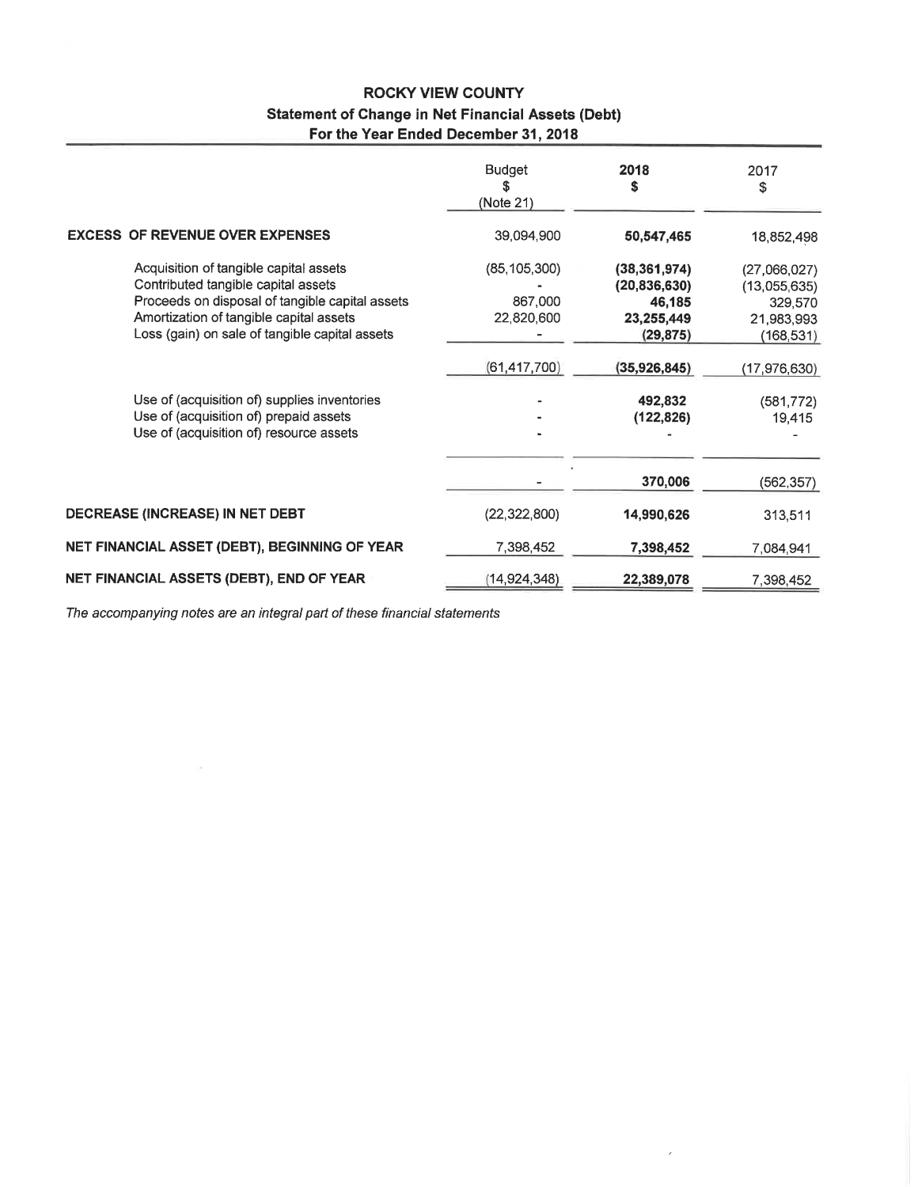# ROCKY VIEW COUNTY

## Statement of Change in Net Financial Assets (Debt)

### For the Year Ended December 31, 2018

| | Budget $ (Note 21) | 2018 $ | 2017 $ |
|---|---|---|---|
| **EXCESS OF REVENUE OVER EXPENSES** | 39,094,900 | **50,547,465** | 18,852,498 |
| Acquisition of tangible capital assets | (85,105,300) | **(38,361,974)** | (27,066,027) |
| Contributed tangible capital assets | - | **(20,836,630)** | (13,055,635) |
| Proceeds on disposal of tangible capital assets | 867,000 | **46,185** | 329,570 |
| Amortization of tangible capital assets | 22,820,600 | **23,255,449** | 21,983,993 |
| Loss (gain) on sale of tangible capital assets | - | **(29,875)** | (168,531) |
| | (61,417,700) | **(35,926,845)** | (17,976,630) |
| Use of (acquisition of) supplies inventories | - | **492,832** | (581,772) |
| Use of (acquisition of) prepaid assets | - | **(122,826)** | 19,415 |
| Use of (acquisition of) resource assets | - | - | - |
| | - | **370,006** | (562,357) |
| **DECREASE (INCREASE) IN NET DEBT** | (22,322,800) | **14,990,626** | 313,511 |
| **NET FINANCIAL ASSET (DEBT), BEGINNING OF YEAR** | 7,398,452 | **7,398,452** | 7,084,941 |
| **NET FINANCIAL ASSETS (DEBT), END OF YEAR** | (14,924,348) | **22,389,078** | 7,398,452 |

*The accompanying notes are an integral part of these financial statements*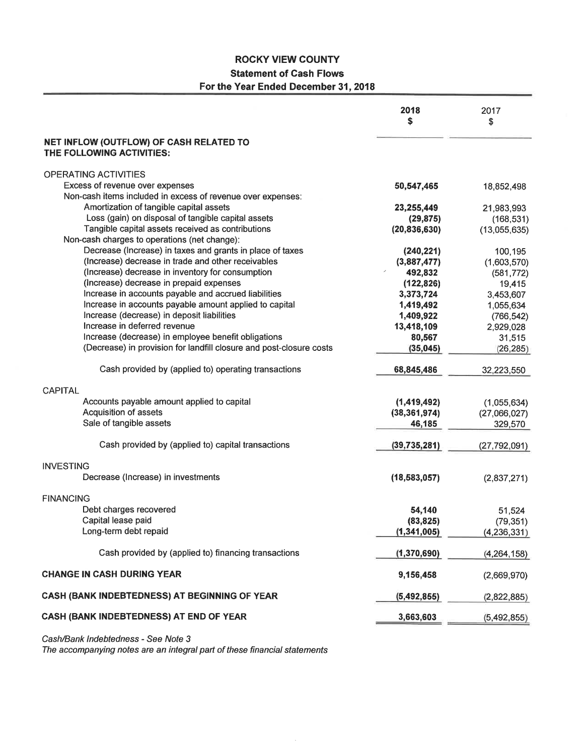# ROCKY VIEW COUNTY

## Statement of Cash Flows

### For the Year Ended December 31, 2018

| | 2018 $ | 2017 $ |
|---|---|---|
| **NET INFLOW (OUTFLOW) OF CASH RELATED TO THE FOLLOWING ACTIVITIES:** | | |
| OPERATING ACTIVITIES | | |
| Excess of revenue over expenses | **50,547,465** | 18,852,498 |
| Non-cash items included in excess of revenue over expenses: | | |
| Amortization of tangible capital assets | **23,255,449** | 21,983,993 |
| Loss (gain) on disposal of tangible capital assets | **(29,875)** | (168,531) |
| Tangible capital assets received as contributions | **(20,836,630)** | (13,055,635) |
| Non-cash charges to operations (net change): | | |
| Decrease (Increase) in taxes and grants in place of taxes | **(240,221)** | 100,195 |
| (Increase) decrease in trade and other receivables | **(3,887,477)** | (1,603,570) |
| (Increase) decrease in inventory for consumption | **492,832** | (581,772) |
| (Increase) decrease in prepaid expenses | **(122,826)** | 19,415 |
| Increase in accounts payable and accrued liabilities | **3,373,724** | 3,453,607 |
| Increase in accounts payable amount applied to capital | **1,419,492** | 1,055,634 |
| Increase (decrease) in deposit liabilities | **1,409,922** | (766,542) |
| Increase in deferred revenue | **13,418,109** | 2,929,028 |
| Increase (decrease) in employee benefit obligations | **80,567** | 31,515 |
| (Decrease) in provision for landfill closure and post-closure costs | **(35,045)** | (26,285) |
| Cash provided by (applied to) operating transactions | **68,845,486** | 32,223,550 |
| CAPITAL | | |
| Accounts payable amount applied to capital | **(1,419,492)** | (1,055,634) |
| Acquisition of assets | **(38,361,974)** | (27,066,027) |
| Sale of tangible assets | **46,185** | 329,570 |
| Cash provided by (applied to) capital transactions | **(39,735,281)** | (27,792,091) |
| INVESTING | | |
| Decrease (Increase) in investments | **(18,583,057)** | (2,837,271) |
| FINANCING | | |
| Debt charges recovered | **54,140** | 51,524 |
| Capital lease paid | **(83,825)** | (79,351) |
| Long-term debt repaid | **(1,341,005)** | (4,236,331) |
| Cash provided by (applied to) financing transactions | **(1,370,690)** | (4,264,158) |
| **CHANGE IN CASH DURING YEAR** | **9,156,458** | (2,669,970) |
| **CASH (BANK INDEBTEDNESS) AT BEGINNING OF YEAR** | **(5,492,855)** | (2,822,885) |
| **CASH (BANK INDEBTEDNESS) AT END OF YEAR** | **3,663,603** | (5,492,855) |

*Cash/Bank Indebtedness - See Note 3*

*The accompanying notes are an integral part of these financial statements*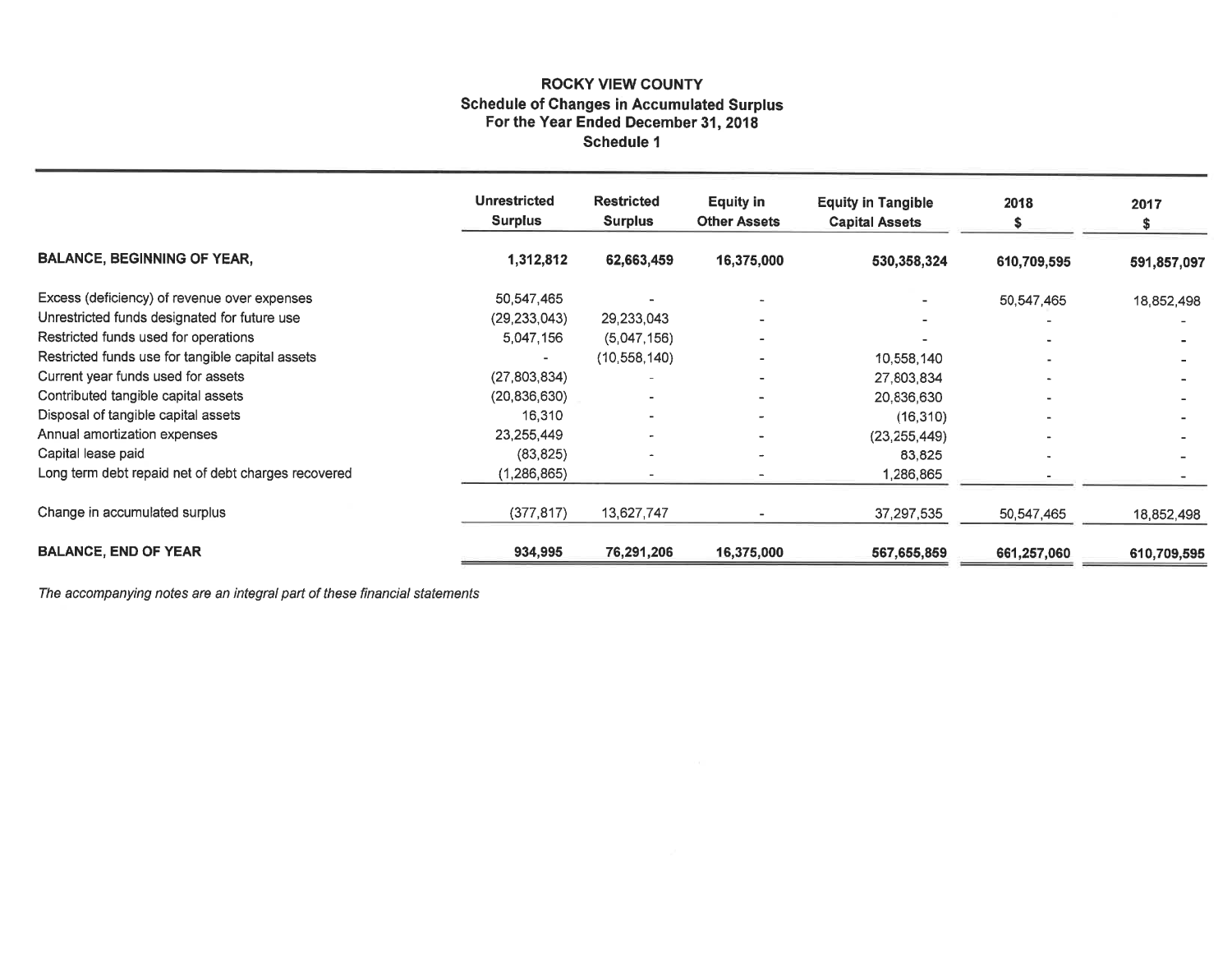# ROCKY VIEW COUNTY
## Schedule of Changes in Accumulated Surplus
### For the Year Ended December 31, 2018
### Schedule 1

| | Unrestricted Surplus | Restricted Surplus | Equity in Other Assets | Equity in Tangible Capital Assets | 2018 $ | 2017 $ |
|---|---|---|---|---|---|---|
| **BALANCE, BEGINNING OF YEAR,** | **1,312,812** | **62,663,459** | **16,375,000** | **530,358,324** | **610,709,595** | **591,857,097** |
| Excess (deficiency) of revenue over expenses | 50,547,465 | - | - | - | 50,547,465 | 18,852,498 |
| Unrestricted funds designated for future use | (29,233,043) | 29,233,043 | - | - | - | - |
| Restricted funds used for operations | 5,047,156 | (5,047,156) | - | - | - | - |
| Restricted funds use for tangible capital assets | - | (10,558,140) | - | 10,558,140 | - | - |
| Current year funds used for assets | (27,803,834) | - | - | 27,803,834 | - | - |
| Contributed tangible capital assets | (20,836,630) | - | - | 20,836,630 | - | - |
| Disposal of tangible capital assets | 16,310 | - | - | (16,310) | - | - |
| Annual amortization expenses | 23,255,449 | - | - | (23,255,449) | - | - |
| Capital lease paid | (83,825) | - | - | 83,825 | - | - |
| Long term debt repaid net of debt charges recovered | (1,286,865) | - | - | 1,286,865 | - | - |
| Change in accumulated surplus | (377,817) | 13,627,747 | - | 37,297,535 | 50,547,465 | 18,852,498 |
| **BALANCE, END OF YEAR** | **934,995** | **76,291,206** | **16,375,000** | **567,655,859** | **661,257,060** | **610,709,595** |

*The accompanying notes are an integral part of these financial statements*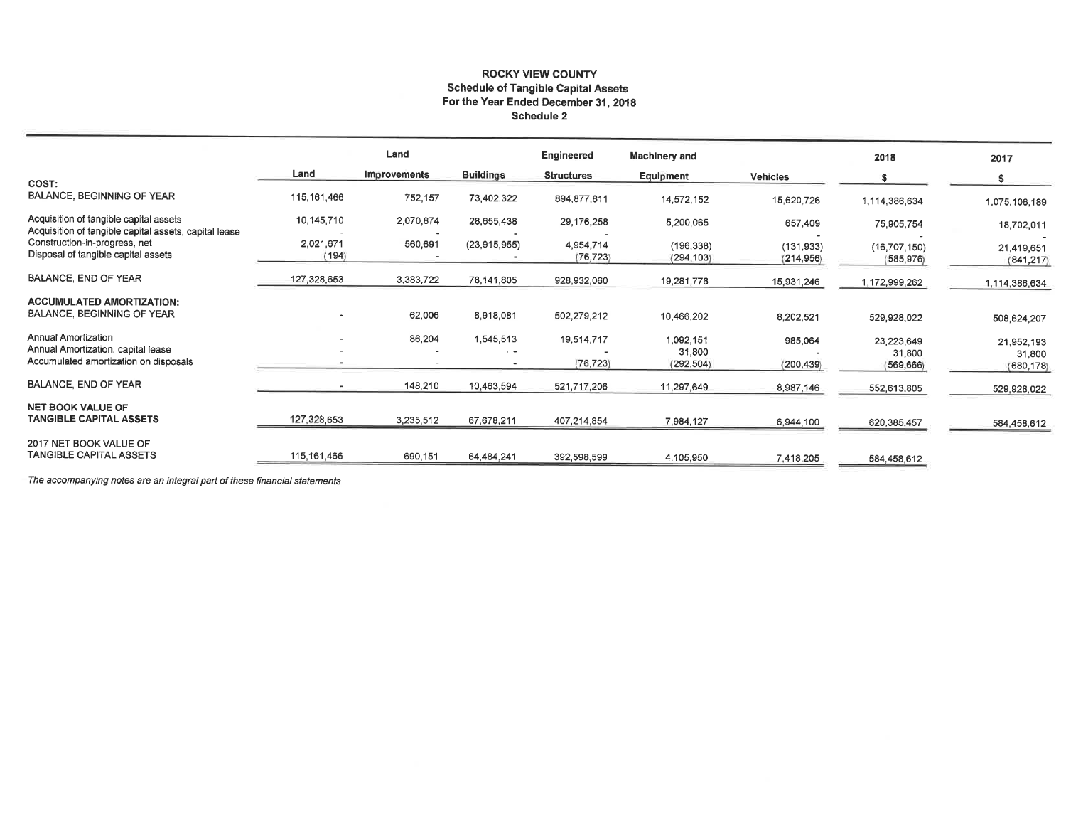# ROCKY VIEW COUNTY
## Schedule of Tangible Capital Assets
### For the Year Ended December 31, 2018
### Schedule 2

| | Land | Land Improvements | Buildings | Engineered Structures | Machinery and Equipment | Vehicles | 2018 $ | 2017 $ |
|---|---|---|---|---|---|---|---|---|
| **COST:** | | | | | | | | |
| BALANCE, BEGINNING OF YEAR | 115,161,466 | 752,157 | 73,402,322 | 894,877,811 | 14,572,152 | 15,620,726 | 1,114,386,634 | 1,075,106,189 |
| Acquisition of tangible capital assets | 10,145,710 | 2,070,874 | 28,655,438 | 29,176,258 | 5,200,065 | 657,409 | 75,905,754 | 18,702,011 |
| Acquisition of tangible capital assets, capital lease | - | - | - | - | - | - | - | - |
| Construction-in-progress, net | 2,021,671 | 560,691 | (23,915,955) | 4,954,714 | (196,338) | (131,933) | (16,707,150) | 21,419,651 |
| Disposal of tangible capital assets | (194) | - | - | (76,723) | (294,103) | (214,956) | (585,976) | (841,217) |
| BALANCE, END OF YEAR | 127,328,653 | 3,383,722 | 78,141,805 | 928,932,060 | 19,281,776 | 15,931,246 | 1,172,999,262 | 1,114,386,634 |
| **ACCUMULATED AMORTIZATION:** | | | | | | | | |
| BALANCE, BEGINNING OF YEAR | - | 62,006 | 8,918,081 | 502,279,212 | 10,466,202 | 8,202,521 | 529,928,022 | 508,624,207 |
| Annual Amortization | - | 86,204 | 1,545,513 | 19,514,717 | 1,092,151 | 985,064 | 23,223,649 | 21,952,193 |
| Annual Amortization, capital lease | - | - | - | - | 31,800 | - | 31,800 | 31,800 |
| Accumulated amortization on disposals | - | - | - | (76,723) | (292,504) | (200,439) | (569,666) | (680,178) |
| BALANCE, END OF YEAR | - | 148,210 | 10,463,594 | 521,717,206 | 11,297,649 | 8,987,146 | 552,613,805 | 529,928,022 |
| **NET BOOK VALUE OF TANGIBLE CAPITAL ASSETS** | 127,328,653 | 3,235,512 | 67,678,211 | 407,214,854 | 7,984,127 | 6,944,100 | 620,385,457 | 584,458,612 |
| 2017 NET BOOK VALUE OF TANGIBLE CAPITAL ASSETS | 115,161,466 | 690,151 | 64,484,241 | 392,598,599 | 4,105,950 | 7,418,205 | 584,458,612 | |

*The accompanying notes are an integral part of these financial statements*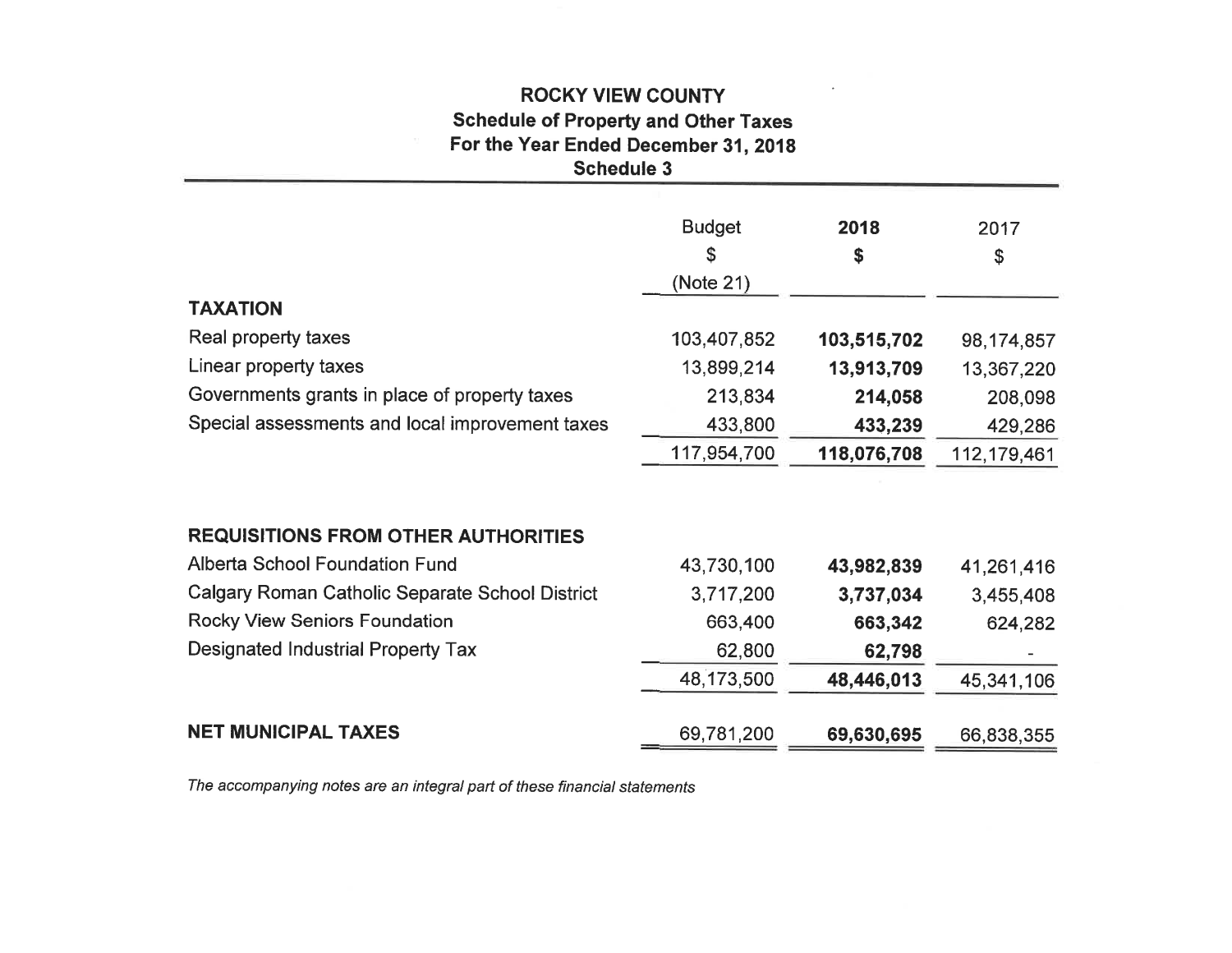# ROCKY VIEW COUNTY

## Schedule of Property and Other Taxes

## For the Year Ended December 31, 2018

## Schedule 3

| | Budget<br>$<br>(Note 21) | **2018**<br>**$** | 2017<br>$ |
|---|---|---|---|
| **TAXATION** | | | |
| Real property taxes | 103,407,852 | **103,515,702** | 98,174,857 |
| Linear property taxes | 13,899,214 | **13,913,709** | 13,367,220 |
| Governments grants in place of property taxes | 213,834 | **214,058** | 208,098 |
| Special assessments and local improvement taxes | 433,800 | **433,239** | 429,286 |
| | 117,954,700 | **118,076,708** | 112,179,461 |
| **REQUISITIONS FROM OTHER AUTHORITIES** | | | |
| Alberta School Foundation Fund | 43,730,100 | **43,982,839** | 41,261,416 |
| Calgary Roman Catholic Separate School District | 3,717,200 | **3,737,034** | 3,455,408 |
| Rocky View Seniors Foundation | 663,400 | **663,342** | 624,282 |
| Designated Industrial Property Tax | 62,800 | **62,798** | - |
| | 48,173,500 | **48,446,013** | 45,341,106 |
| **NET MUNICIPAL TAXES** | 69,781,200 | **69,630,695** | 66,838,355 |

*The accompanying notes are an integral part of these financial statements*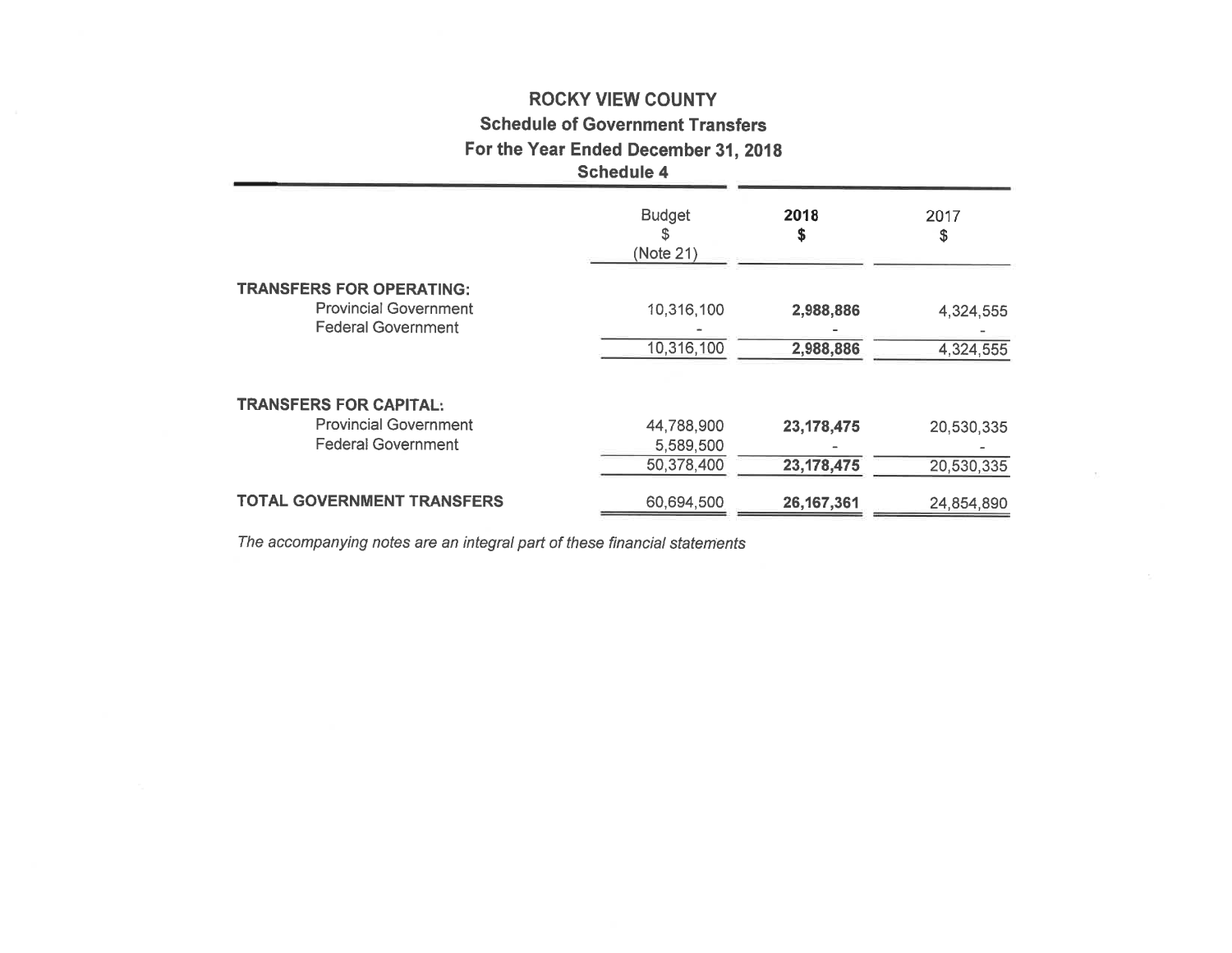# ROCKY VIEW COUNTY

## Schedule of Government Transfers

### For the Year Ended December 31, 2018

### Schedule 4

| | Budget $ (Note 21) | **2018 $** | 2017 $ |
|---|---|---|---|
| **TRANSFERS FOR OPERATING:** | | | |
| Provincial Government | 10,316,100 | **2,988,886** | 4,324,555 |
| Federal Government | - | - | - |
| | 10,316,100 | **2,988,886** | 4,324,555 |
| **TRANSFERS FOR CAPITAL:** | | | |
| Provincial Government | 44,788,900 | **23,178,475** | 20,530,335 |
| Federal Government | 5,589,500 | - | - |
| | 50,378,400 | **23,178,475** | 20,530,335 |
| **TOTAL GOVERNMENT TRANSFERS** | 60,694,500 | **26,167,361** | 24,854,890 |

*The accompanying notes are an integral part of these financial statements*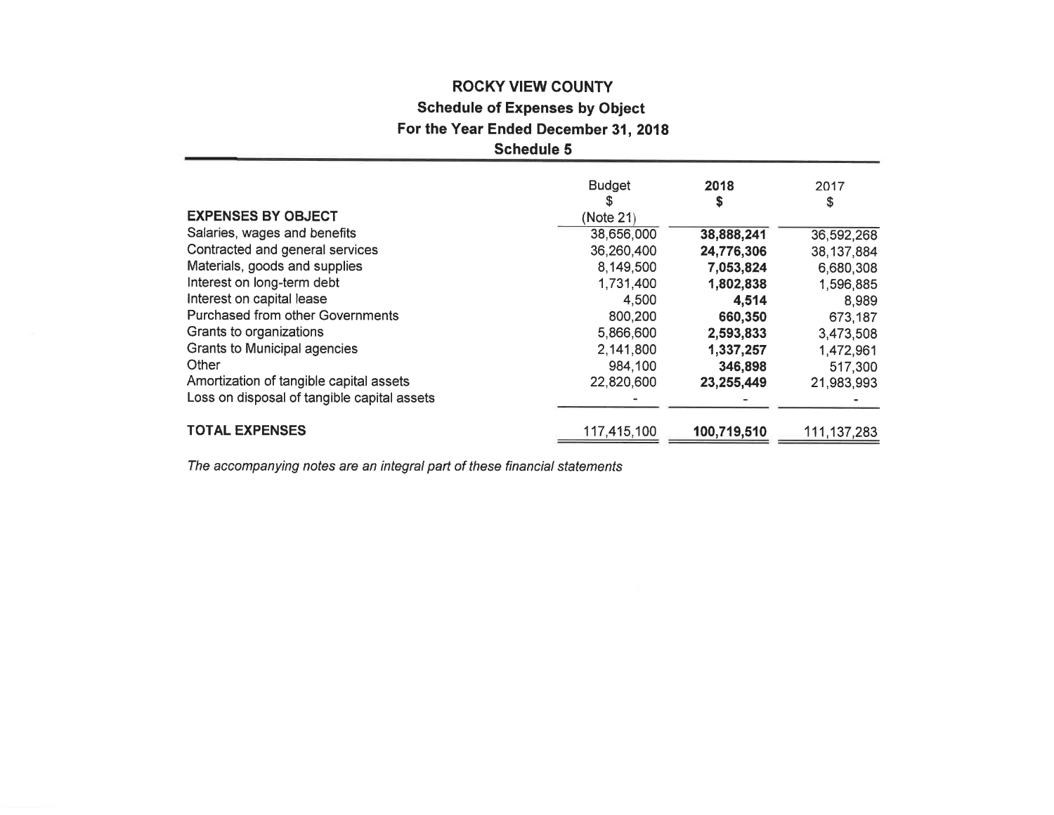# ROCKY VIEW COUNTY

## Schedule of Expenses by Object

## For the Year Ended December 31, 2018

## Schedule 5

| EXPENSES BY OBJECT | Budget<br>$<br>(Note 21) | **2018**<br>**$** | 2017<br>$ |
|---|---|---|---|
| Salaries, wages and benefits | 38,656,000 | **38,888,241** | 36,592,268 |
| Contracted and general services | 36,260,400 | **24,776,306** | 38,137,884 |
| Materials, goods and supplies | 8,149,500 | **7,053,824** | 6,680,308 |
| Interest on long-term debt | 1,731,400 | **1,802,838** | 1,596,885 |
| Interest on capital lease | 4,500 | **4,514** | 8,989 |
| Purchased from other Governments | 800,200 | **660,350** | 673,187 |
| Grants to organizations | 5,866,600 | **2,593,833** | 3,473,508 |
| Grants to Municipal agencies | 2,141,800 | **1,337,257** | 1,472,961 |
| Other | 984,100 | **346,898** | 517,300 |
| Amortization of tangible capital assets | 22,820,600 | **23,255,449** | 21,983,993 |
| Loss on disposal of tangible capital assets | - | - | - |
| **TOTAL EXPENSES** | 117,415,100 | **100,719,510** | 111,137,283 |

*The accompanying notes are an integral part of these financial statements*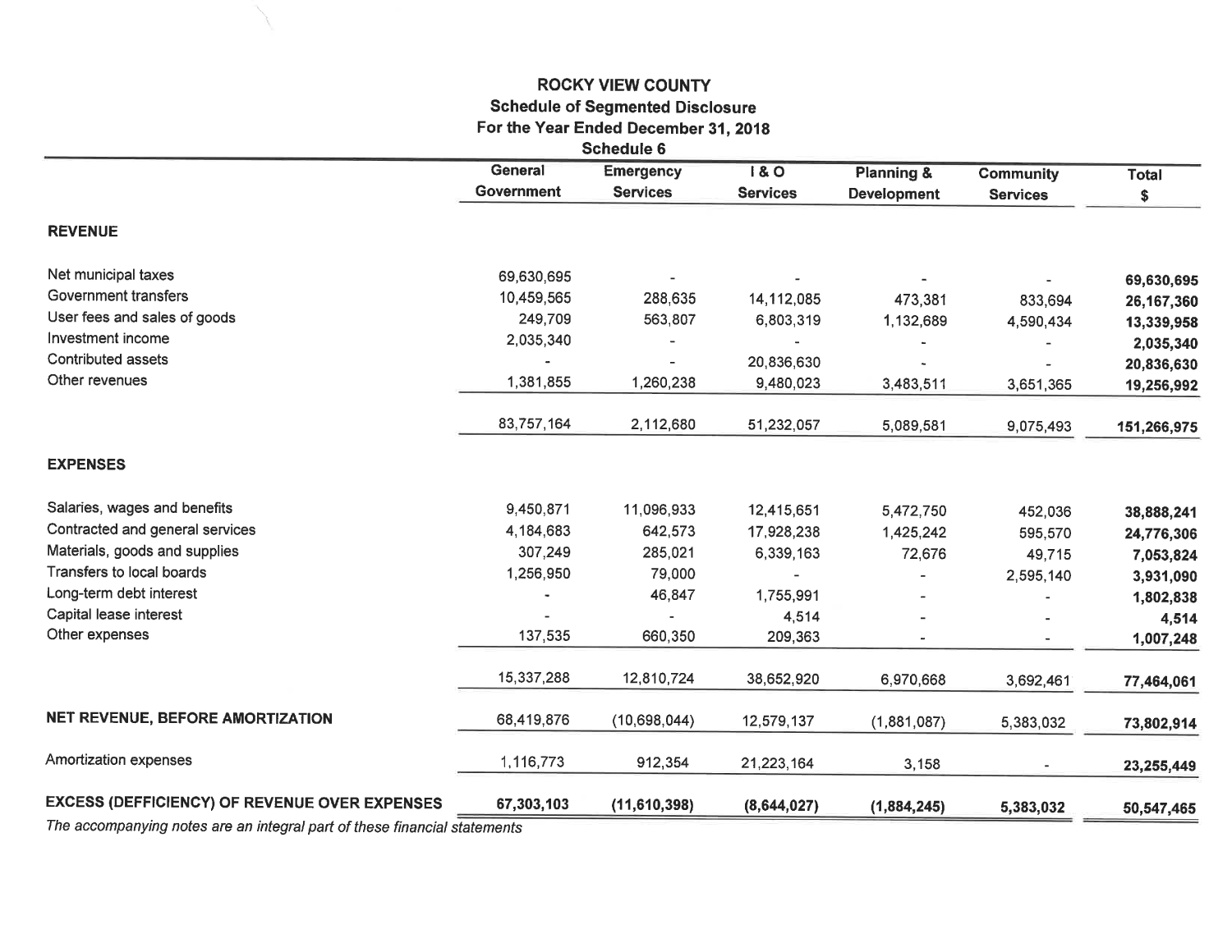# ROCKY VIEW COUNTY

## Schedule of Segmented Disclosure

### For the Year Ended December 31, 2018

### Schedule 6

| | General Government | Emergency Services | I & O Services | Planning & Development | Community Services | Total $ |
|---|---|---|---|---|---|---|
| **REVENUE** | | | | | | |
| Net municipal taxes | 69,630,695 | - | - | - | - | **69,630,695** |
| Government transfers | 10,459,565 | 288,635 | 14,112,085 | 473,381 | 833,694 | **26,167,360** |
| User fees and sales of goods | 249,709 | 563,807 | 6,803,319 | 1,132,689 | 4,590,434 | **13,339,958** |
| Investment income | 2,035,340 | - | - | - | - | **2,035,340** |
| Contributed assets | - | - | 20,836,630 | - | - | **20,836,630** |
| Other revenues | 1,381,855 | 1,260,238 | 9,480,023 | 3,483,511 | 3,651,365 | **19,256,992** |
| | 83,757,164 | 2,112,680 | 51,232,057 | 5,089,581 | 9,075,493 | **151,266,975** |
| **EXPENSES** | | | | | | |
| Salaries, wages and benefits | 9,450,871 | 11,096,933 | 12,415,651 | 5,472,750 | 452,036 | **38,888,241** |
| Contracted and general services | 4,184,683 | 642,573 | 17,928,238 | 1,425,242 | 595,570 | **24,776,306** |
| Materials, goods and supplies | 307,249 | 285,021 | 6,339,163 | 72,676 | 49,715 | **7,053,824** |
| Transfers to local boards | 1,256,950 | 79,000 | - | - | 2,595,140 | **3,931,090** |
| Long-term debt interest | - | 46,847 | 1,755,991 | - | - | **1,802,838** |
| Capital lease interest | - | - | 4,514 | - | - | **4,514** |
| Other expenses | 137,535 | 660,350 | 209,363 | - | - | **1,007,248** |
| | 15,337,288 | 12,810,724 | 38,652,920 | 6,970,668 | 3,692,461 | **77,464,061** |
| **NET REVENUE, BEFORE AMORTIZATION** | 68,419,876 | (10,698,044) | 12,579,137 | (1,881,087) | 5,383,032 | **73,802,914** |
| Amortization expenses | 1,116,773 | 912,354 | 21,223,164 | 3,158 | - | **23,255,449** |
| **EXCESS (DEFFICIENCY) OF REVENUE OVER EXPENSES** | **67,303,103** | **(11,610,398)** | **(8,644,027)** | **(1,884,245)** | **5,383,032** | **50,547,465** |

*The accompanying notes are an integral part of these financial statements*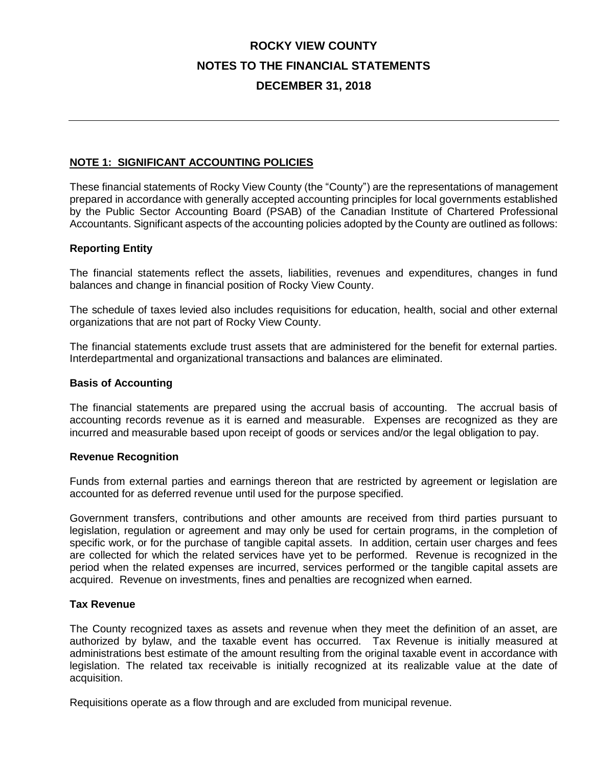# ROCKY VIEW COUNTY

# NOTES TO THE FINANCIAL STATEMENTS

# DECEMBER 31, 2018

## NOTE 1: SIGNIFICANT ACCOUNTING POLICIES

These financial statements of Rocky View County (the "County") are the representations of management prepared in accordance with generally accepted accounting principles for local governments established by the Public Sector Accounting Board (PSAB) of the Canadian Institute of Chartered Professional Accountants. Significant aspects of the accounting policies adopted by the County are outlined as follows:

### Reporting Entity

The financial statements reflect the assets, liabilities, revenues and expenditures, changes in fund balances and change in financial position of Rocky View County.

The schedule of taxes levied also includes requisitions for education, health, social and other external organizations that are not part of Rocky View County.

The financial statements exclude trust assets that are administered for the benefit for external parties. Interdepartmental and organizational transactions and balances are eliminated.

### Basis of Accounting

The financial statements are prepared using the accrual basis of accounting. The accrual basis of accounting records revenue as it is earned and measurable. Expenses are recognized as they are incurred and measurable based upon receipt of goods or services and/or the legal obligation to pay.

### Revenue Recognition

Funds from external parties and earnings thereon that are restricted by agreement or legislation are accounted for as deferred revenue until used for the purpose specified.

Government transfers, contributions and other amounts are received from third parties pursuant to legislation, regulation or agreement and may only be used for certain programs, in the completion of specific work, or for the purchase of tangible capital assets. In addition, certain user charges and fees are collected for which the related services have yet to be performed. Revenue is recognized in the period when the related expenses are incurred, services performed or the tangible capital assets are acquired. Revenue on investments, fines and penalties are recognized when earned.

### Tax Revenue

The County recognized taxes as assets and revenue when they meet the definition of an asset, are authorized by bylaw, and the taxable event has occurred. Tax Revenue is initially measured at administrations best estimate of the amount resulting from the original taxable event in accordance with legislation. The related tax receivable is initially recognized at its realizable value at the date of acquisition.

Requisitions operate as a flow through and are excluded from municipal revenue.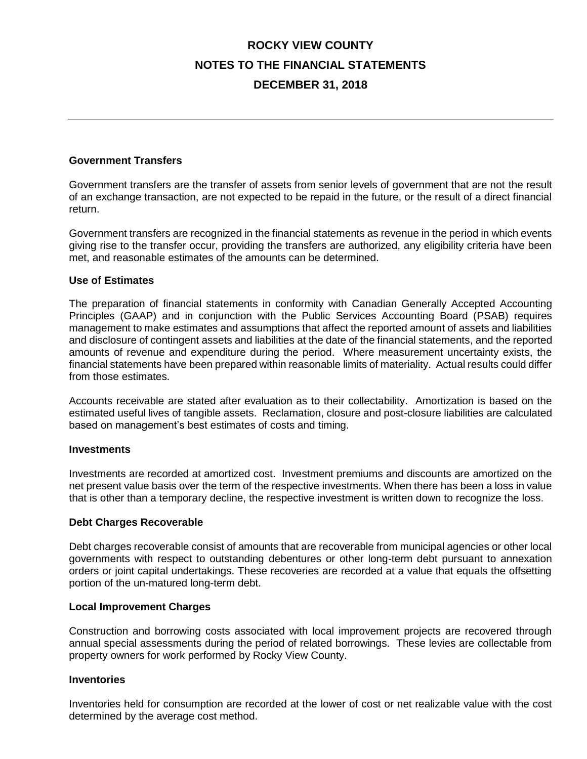### Government Transfers

Government transfers are the transfer of assets from senior levels of government that are not the result of an exchange transaction, are not expected to be repaid in the future, or the result of a direct financial return.

Government transfers are recognized in the financial statements as revenue in the period in which events giving rise to the transfer occur, providing the transfers are authorized, any eligibility criteria have been met, and reasonable estimates of the amounts can be determined.

### Use of Estimates

The preparation of financial statements in conformity with Canadian Generally Accepted Accounting Principles (GAAP) and in conjunction with the Public Services Accounting Board (PSAB) requires management to make estimates and assumptions that affect the reported amount of assets and liabilities and disclosure of contingent assets and liabilities at the date of the financial statements, and the reported amounts of revenue and expenditure during the period. Where measurement uncertainty exists, the financial statements have been prepared within reasonable limits of materiality. Actual results could differ from those estimates.

Accounts receivable are stated after evaluation as to their collectability. Amortization is based on the estimated useful lives of tangible assets. Reclamation, closure and post-closure liabilities are calculated based on management's best estimates of costs and timing.

### Investments

Investments are recorded at amortized cost. Investment premiums and discounts are amortized on the net present value basis over the term of the respective investments. When there has been a loss in value that is other than a temporary decline, the respective investment is written down to recognize the loss.

### Debt Charges Recoverable

Debt charges recoverable consist of amounts that are recoverable from municipal agencies or other local governments with respect to outstanding debentures or other long-term debt pursuant to annexation orders or joint capital undertakings. These recoveries are recorded at a value that equals the offsetting portion of the un-matured long-term debt.

### Local Improvement Charges

Construction and borrowing costs associated with local improvement projects are recovered through annual special assessments during the period of related borrowings. These levies are collectable from property owners for work performed by Rocky View County.

### Inventories

Inventories held for consumption are recorded at the lower of cost or net realizable value with the cost determined by the average cost method.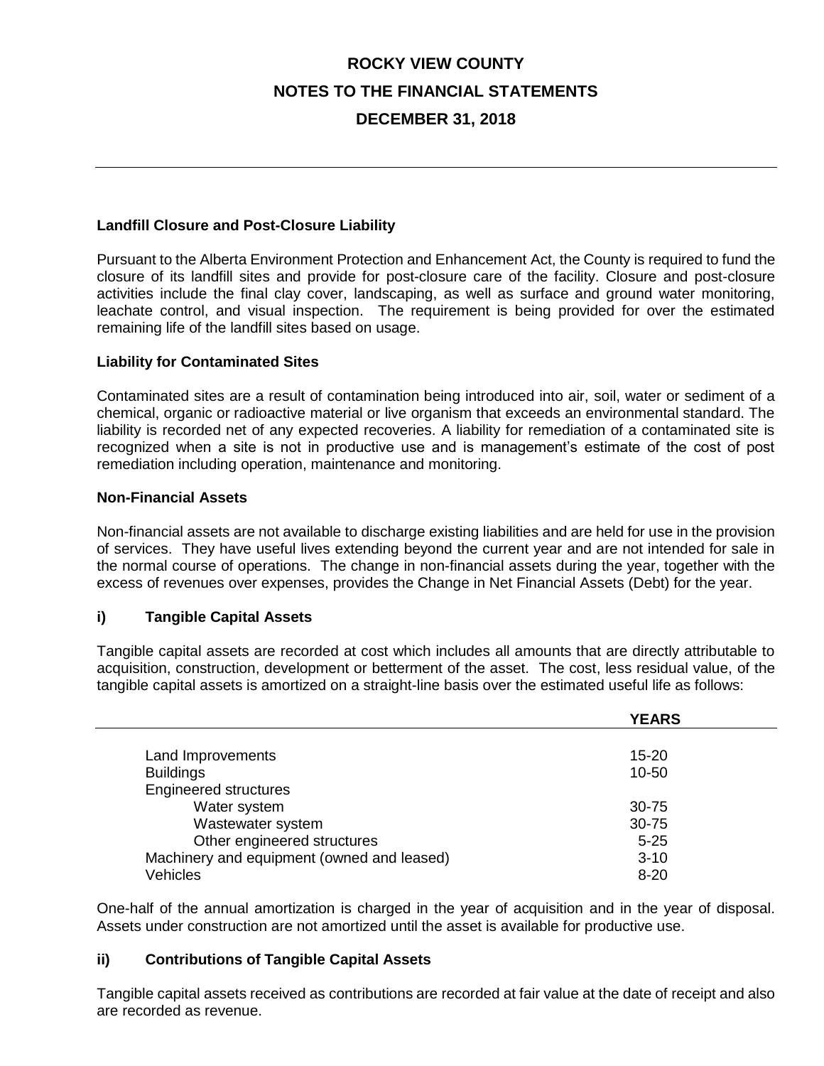### Landfill Closure and Post-Closure Liability

Pursuant to the Alberta Environment Protection and Enhancement Act, the County is required to fund the closure of its landfill sites and provide for post-closure care of the facility. Closure and post-closure activities include the final clay cover, landscaping, as well as surface and ground water monitoring, leachate control, and visual inspection. The requirement is being provided for over the estimated remaining life of the landfill sites based on usage.

### Liability for Contaminated Sites

Contaminated sites are a result of contamination being introduced into air, soil, water or sediment of a chemical, organic or radioactive material or live organism that exceeds an environmental standard. The liability is recorded net of any expected recoveries. A liability for remediation of a contaminated site is recognized when a site is not in productive use and is management's estimate of the cost of post remediation including operation, maintenance and monitoring.

### Non-Financial Assets

Non-financial assets are not available to discharge existing liabilities and are held for use in the provision of services. They have useful lives extending beyond the current year and are not intended for sale in the normal course of operations. The change in non-financial assets during the year, together with the excess of revenues over expenses, provides the Change in Net Financial Assets (Debt) for the year.

### i) Tangible Capital Assets

Tangible capital assets are recorded at cost which includes all amounts that are directly attributable to acquisition, construction, development or betterment of the asset. The cost, less residual value, of the tangible capital assets is amortized on a straight-line basis over the estimated useful life as follows:

| | YEARS |
|---|---|
| Land Improvements | 15-20 |
| Buildings | 10-50 |
| Engineered structures | |
| Water system | 30-75 |
| Wastewater system | 30-75 |
| Other engineered structures | 5-25 |
| Machinery and equipment (owned and leased) | 3-10 |
| Vehicles | 8-20 |

One-half of the annual amortization is charged in the year of acquisition and in the year of disposal. Assets under construction are not amortized until the asset is available for productive use.

### ii) Contributions of Tangible Capital Assets

Tangible capital assets received as contributions are recorded at fair value at the date of receipt and also are recorded as revenue.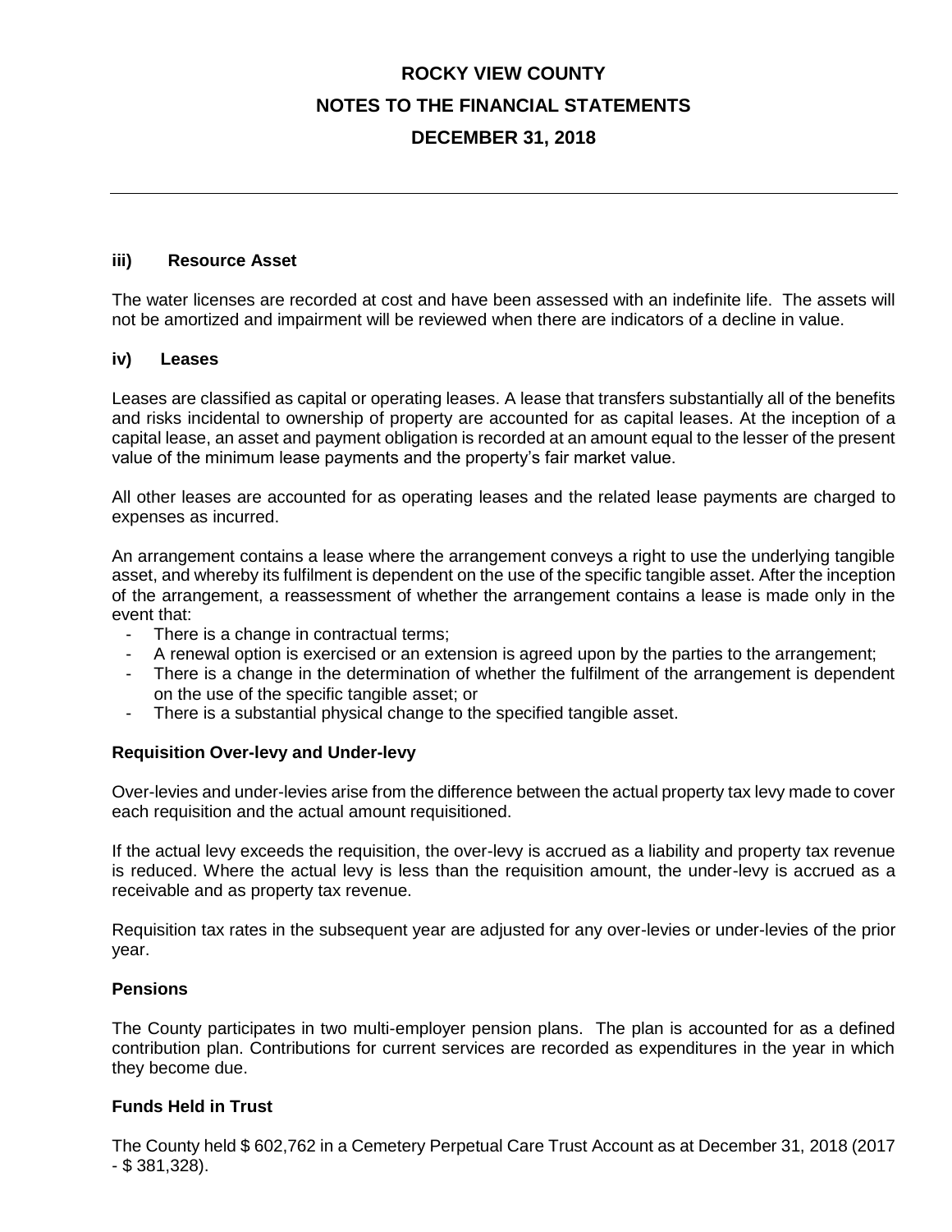### iii) Resource Asset

The water licenses are recorded at cost and have been assessed with an indefinite life. The assets will not be amortized and impairment will be reviewed when there are indicators of a decline in value.

### iv) Leases

Leases are classified as capital or operating leases. A lease that transfers substantially all of the benefits and risks incidental to ownership of property are accounted for as capital leases. At the inception of a capital lease, an asset and payment obligation is recorded at an amount equal to the lesser of the present value of the minimum lease payments and the property's fair market value.

All other leases are accounted for as operating leases and the related lease payments are charged to expenses as incurred.

An arrangement contains a lease where the arrangement conveys a right to use the underlying tangible asset, and whereby its fulfilment is dependent on the use of the specific tangible asset. After the inception of the arrangement, a reassessment of whether the arrangement contains a lease is made only in the event that:

- There is a change in contractual terms;
- A renewal option is exercised or an extension is agreed upon by the parties to the arrangement;
- There is a change in the determination of whether the fulfilment of the arrangement is dependent on the use of the specific tangible asset; or
- There is a substantial physical change to the specified tangible asset.

### Requisition Over-levy and Under-levy

Over-levies and under-levies arise from the difference between the actual property tax levy made to cover each requisition and the actual amount requisitioned.

If the actual levy exceeds the requisition, the over-levy is accrued as a liability and property tax revenue is reduced. Where the actual levy is less than the requisition amount, the under-levy is accrued as a receivable and as property tax revenue.

Requisition tax rates in the subsequent year are adjusted for any over-levies or under-levies of the prior year.

### Pensions

The County participates in two multi-employer pension plans. The plan is accounted for as a defined contribution plan. Contributions for current services are recorded as expenditures in the year in which they become due.

### Funds Held in Trust

The County held $ 602,762 in a Cemetery Perpetual Care Trust Account as at December 31, 2018 (2017 - $ 381,328).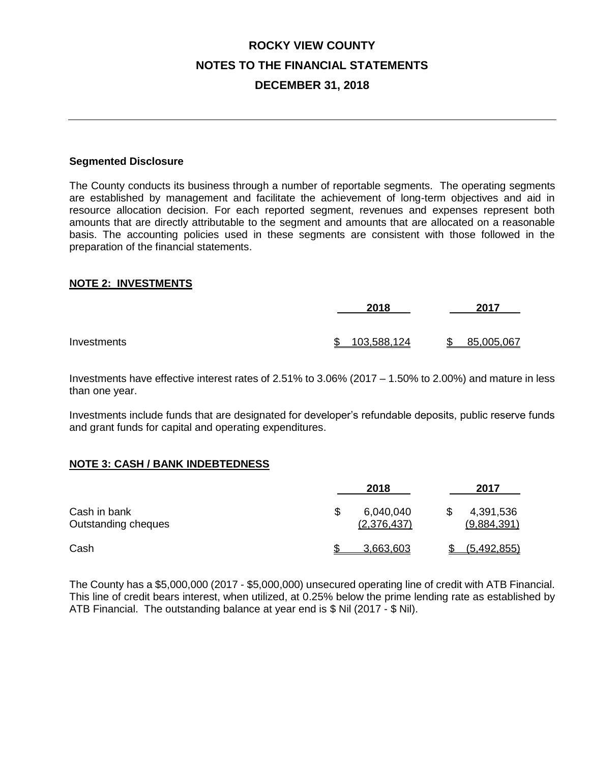# ROCKY VIEW COUNTY

## NOTES TO THE FINANCIAL STATEMENTS

## DECEMBER 31, 2018

### Segmented Disclosure

The County conducts its business through a number of reportable segments. The operating segments are established by management and facilitate the achievement of long-term objectives and aid in resource allocation decision. For each reported segment, revenues and expenses represent both amounts that are directly attributable to the segment and amounts that are allocated on a reasonable basis. The accounting policies used in these segments are consistent with those followed in the preparation of the financial statements.

### NOTE 2: INVESTMENTS

| | 2018 | 2017 |
|---|---|---|
| Investments | $ 103,588,124 | $ 85,005,067 |

Investments have effective interest rates of 2.51% to 3.06% (2017 – 1.50% to 2.00%) and mature in less than one year.

Investments include funds that are designated for developer's refundable deposits, public reserve funds and grant funds for capital and operating expenditures.

### NOTE 3: CASH / BANK INDEBTEDNESS

| | 2018 | 2017 |
|---|---|---|
| Cash in bank | $ 6,040,040 | $ 4,391,536 |
| Outstanding cheques | (2,376,437) | (9,884,391) |
| Cash | $ 3,663,603 | $ (5,492,855) |

The County has a $5,000,000 (2017 - $5,000,000) unsecured operating line of credit with ATB Financial. This line of credit bears interest, when utilized, at 0.25% below the prime lending rate as established by ATB Financial. The outstanding balance at year end is $ Nil (2017 - $ Nil).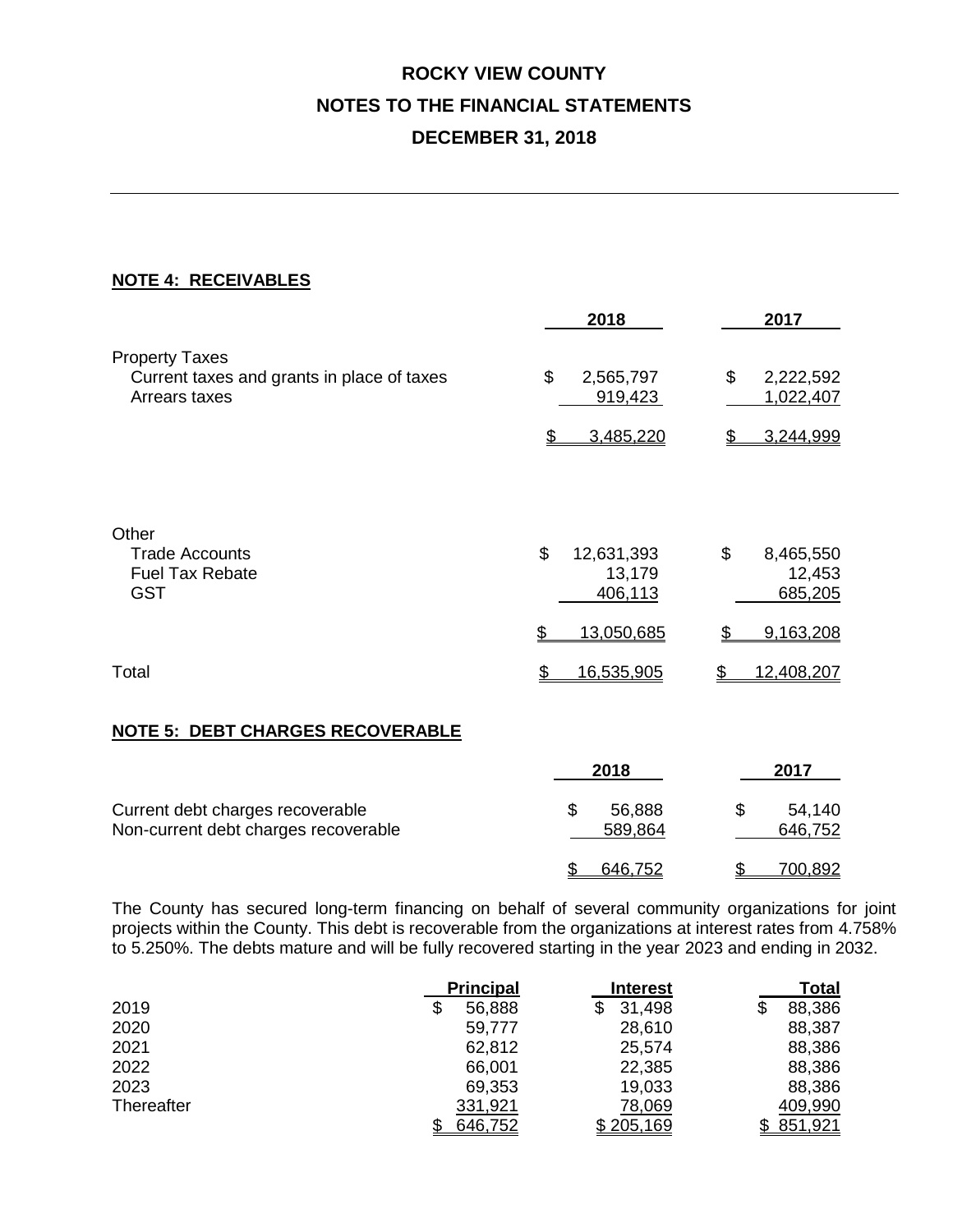# ROCKY VIEW COUNTY

## NOTES TO THE FINANCIAL STATEMENTS

## DECEMBER 31, 2018

### NOTE 4: RECEIVABLES

| | 2018 | 2017 |
|---|---|---|
| **Property Taxes** | | |
| Current taxes and grants in place of taxes | $ 2,565,797 | $ 2,222,592 |
| Arrears taxes | 919,423 | 1,022,407 |
| | $ 3,485,220 | $ 3,244,999 |
| **Other** | | |
| Trade Accounts | $ 12,631,393 | $ 8,465,550 |
| Fuel Tax Rebate | 13,179 | 12,453 |
| GST | 406,113 | 685,205 |
| | $ 13,050,685 | $ 9,163,208 |
| Total | $ 16,535,905 | $ 12,408,207 |

### NOTE 5: DEBT CHARGES RECOVERABLE

| | 2018 | 2017 |
|---|---|---|
| Current debt charges recoverable | $ 56,888 | $ 54,140 |
| Non-current debt charges recoverable | 589,864 | 646,752 |
| | $ 646,752 | $ 700,892 |

The County has secured long-term financing on behalf of several community organizations for joint projects within the County. This debt is recoverable from the organizations at interest rates from 4.758% to 5.250%. The debts mature and will be fully recovered starting in the year 2023 and ending in 2032.

| | Principal | Interest | Total |
|---|---|---|---|
| 2019 | $ 56,888 | $ 31,498 | $ 88,386 |
| 2020 | 59,777 | 28,610 | 88,387 |
| 2021 | 62,812 | 25,574 | 88,386 |
| 2022 | 66,001 | 22,385 | 88,386 |
| 2023 | 69,353 | 19,033 | 88,386 |
| Thereafter | 331,921 | 78,069 | 409,990 |
| | $ 646,752 | $ 205,169 | $ 851,921 |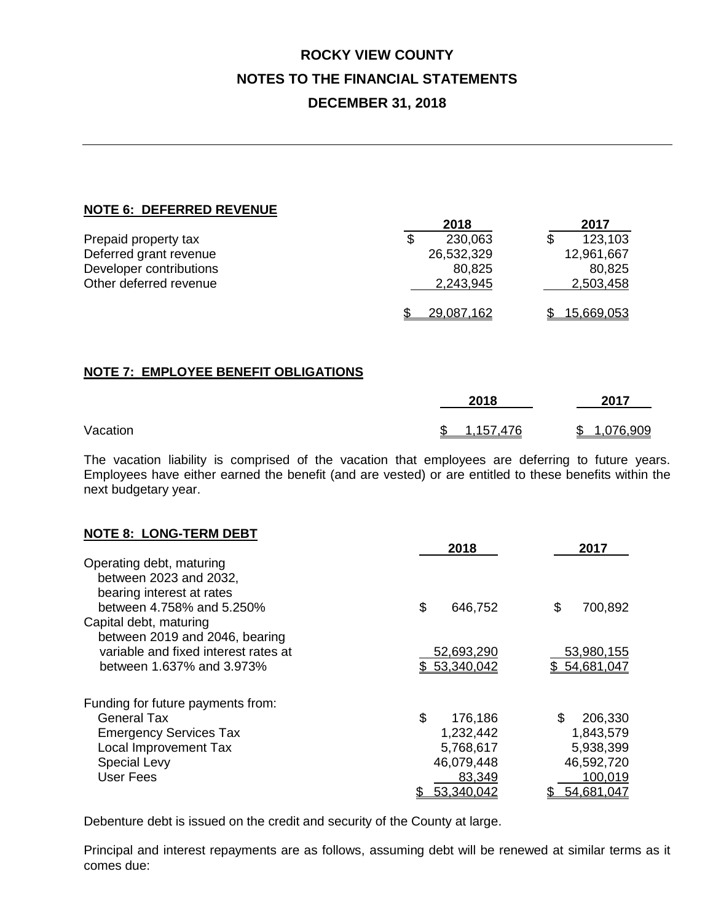# ROCKY VIEW COUNTY

# NOTES TO THE FINANCIAL STATEMENTS

# DECEMBER 31, 2018

## NOTE 6: DEFERRED REVENUE

| | 2018 | 2017 |
|---|---|---|
| Prepaid property tax | $ 230,063 | $ 123,103 |
| Deferred grant revenue | 26,532,329 | 12,961,667 |
| Developer contributions | 80,825 | 80,825 |
| Other deferred revenue | 2,243,945 | 2,503,458 |
| | $ 29,087,162 | $ 15,669,053 |

## NOTE 7: EMPLOYEE BENEFIT OBLIGATIONS

| | 2018 | 2017 |
|---|---|---|
| Vacation | $ 1,157,476 | $ 1,076,909 |

The vacation liability is comprised of the vacation that employees are deferring to future years. Employees have either earned the benefit (and are vested) or are entitled to these benefits within the next budgetary year.

## NOTE 8: LONG-TERM DEBT

| | 2018 | 2017 |
|---|---|---|
| Operating debt, maturing between 2023 and 2032, bearing interest at rates between 4.758% and 5.250% | $ 646,752 | $ 700,892 |
| Capital debt, maturing between 2019 and 2046, bearing variable and fixed interest rates at between 1.637% and 3.973% | 52,693,290 | 53,980,155 |
| | $ 53,340,042 | $ 54,681,047 |

| Funding for future payments from: | 2018 | 2017 |
|---|---|---|
| General Tax | $ 176,186 | $ 206,330 |
| Emergency Services Tax | 1,232,442 | 1,843,579 |
| Local Improvement Tax | 5,768,617 | 5,938,399 |
| Special Levy | 46,079,448 | 46,592,720 |
| User Fees | 83,349 | 100,019 |
| | $ 53,340,042 | $ 54,681,047 |

Debenture debt is issued on the credit and security of the County at large.

Principal and interest repayments are as follows, assuming debt will be renewed at similar terms as it comes due: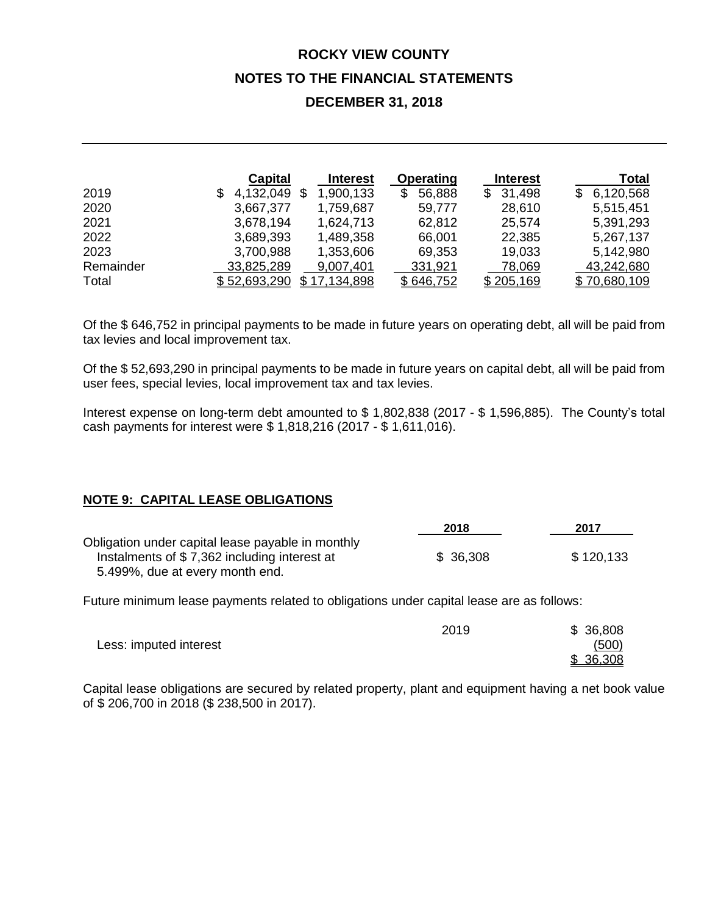# ROCKY VIEW COUNTY

# NOTES TO THE FINANCIAL STATEMENTS

# DECEMBER 31, 2018

| | Capital | Interest | Operating | Interest | Total |
|---|---|---|---|---|---|
| 2019 | $ 4,132,049 | $ 1,900,133 | $ 56,888 | $ 31,498 | $ 6,120,568 |
| 2020 | 3,667,377 | 1,759,687 | 59,777 | 28,610 | 5,515,451 |
| 2021 | 3,678,194 | 1,624,713 | 62,812 | 25,574 | 5,391,293 |
| 2022 | 3,689,393 | 1,489,358 | 66,001 | 22,385 | 5,267,137 |
| 2023 | 3,700,988 | 1,353,606 | 69,353 | 19,033 | 5,142,980 |
| Remainder | 33,825,289 | 9,007,401 | 331,921 | 78,069 | 43,242,680 |
| Total | $ 52,693,290 | $ 17,134,898 | $ 646,752 | $ 205,169 | $ 70,680,109 |

Of the $ 646,752 in principal payments to be made in future years on operating debt, all will be paid from tax levies and local improvement tax.

Of the $ 52,693,290 in principal payments to be made in future years on capital debt, all will be paid from user fees, special levies, local improvement tax and tax levies.

Interest expense on long-term debt amounted to $ 1,802,838 (2017 - $ 1,596,885). The County's total cash payments for interest were $ 1,818,216 (2017 - $ 1,611,016).

## NOTE 9: CAPITAL LEASE OBLIGATIONS

| | 2018 | 2017 |
|---|---|---|
| Obligation under capital lease payable in monthly Instalments of $ 7,362 including interest at 5.499%, due at every month end. | $ 36,308 | $ 120,133 |

Future minimum lease payments related to obligations under capital lease are as follows:

| | | |
|---|---|---|
| | 2019 | $ 36,808 |
| Less: imputed interest | | (500) |
| | | $ 36,308 |

Capital lease obligations are secured by related property, plant and equipment having a net book value of $ 206,700 in 2018 ($ 238,500 in 2017).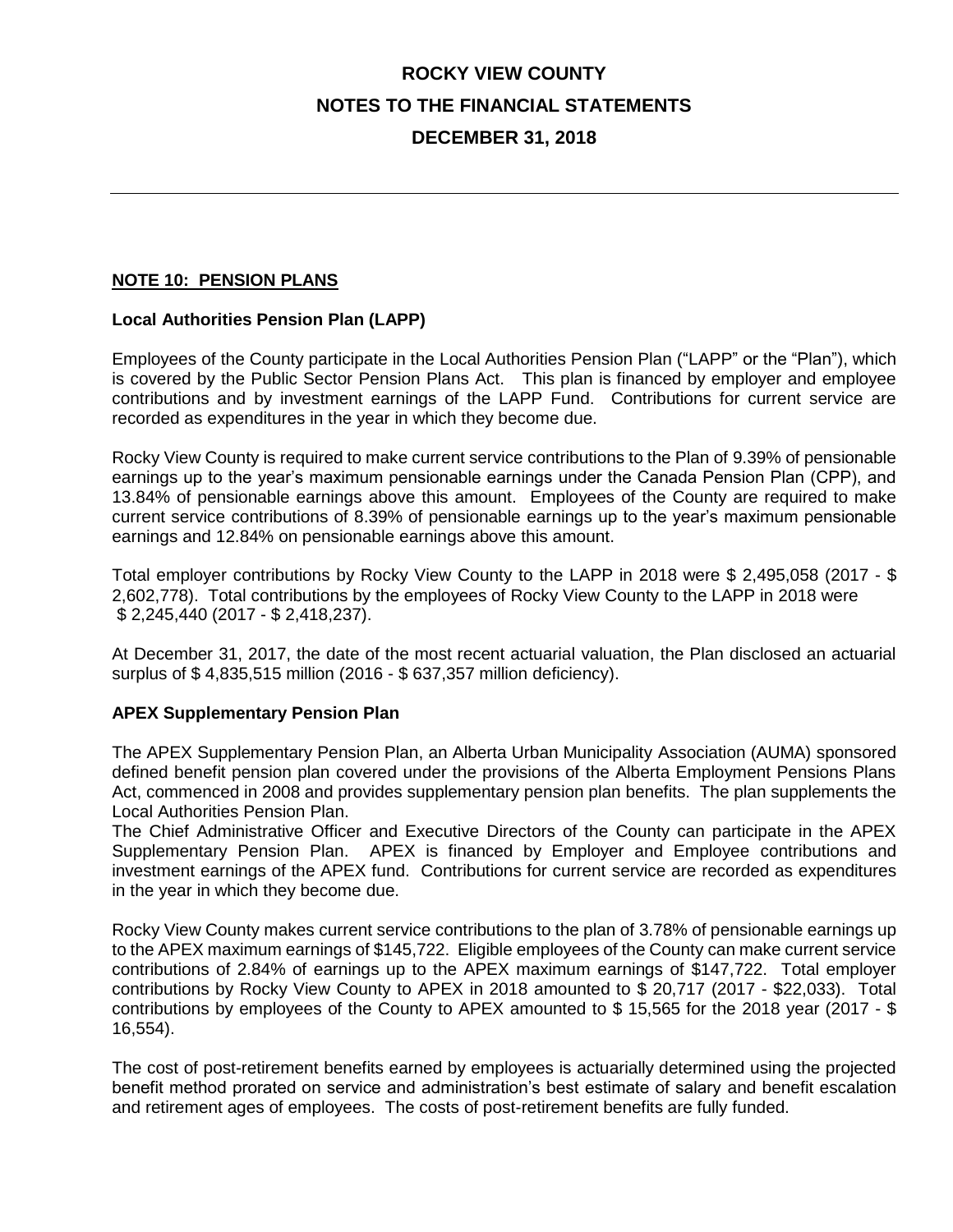# ROCKY VIEW COUNTY

# NOTES TO THE FINANCIAL STATEMENTS

# DECEMBER 31, 2018

## NOTE 10: PENSION PLANS

### Local Authorities Pension Plan (LAPP)

Employees of the County participate in the Local Authorities Pension Plan ("LAPP" or the "Plan"), which is covered by the Public Sector Pension Plans Act. This plan is financed by employer and employee contributions and by investment earnings of the LAPP Fund. Contributions for current service are recorded as expenditures in the year in which they become due.

Rocky View County is required to make current service contributions to the Plan of 9.39% of pensionable earnings up to the year's maximum pensionable earnings under the Canada Pension Plan (CPP), and 13.84% of pensionable earnings above this amount. Employees of the County are required to make current service contributions of 8.39% of pensionable earnings up to the year's maximum pensionable earnings and 12.84% on pensionable earnings above this amount.

Total employer contributions by Rocky View County to the LAPP in 2018 were $ 2,495,058 (2017 - $ 2,602,778). Total contributions by the employees of Rocky View County to the LAPP in 2018 were $ 2,245,440 (2017 - $ 2,418,237).

At December 31, 2017, the date of the most recent actuarial valuation, the Plan disclosed an actuarial surplus of $ 4,835,515 million (2016 - $ 637,357 million deficiency).

### APEX Supplementary Pension Plan

The APEX Supplementary Pension Plan, an Alberta Urban Municipality Association (AUMA) sponsored defined benefit pension plan covered under the provisions of the Alberta Employment Pensions Plans Act, commenced in 2008 and provides supplementary pension plan benefits. The plan supplements the Local Authorities Pension Plan.

The Chief Administrative Officer and Executive Directors of the County can participate in the APEX Supplementary Pension Plan. APEX is financed by Employer and Employee contributions and investment earnings of the APEX fund. Contributions for current service are recorded as expenditures in the year in which they become due.

Rocky View County makes current service contributions to the plan of 3.78% of pensionable earnings up to the APEX maximum earnings of $145,722. Eligible employees of the County can make current service contributions of 2.84% of earnings up to the APEX maximum earnings of $147,722. Total employer contributions by Rocky View County to APEX in 2018 amounted to $ 20,717 (2017 - $22,033). Total contributions by employees of the County to APEX amounted to $ 15,565 for the 2018 year (2017 - $ 16,554).

The cost of post-retirement benefits earned by employees is actuarially determined using the projected benefit method prorated on service and administration's best estimate of salary and benefit escalation and retirement ages of employees. The costs of post-retirement benefits are fully funded.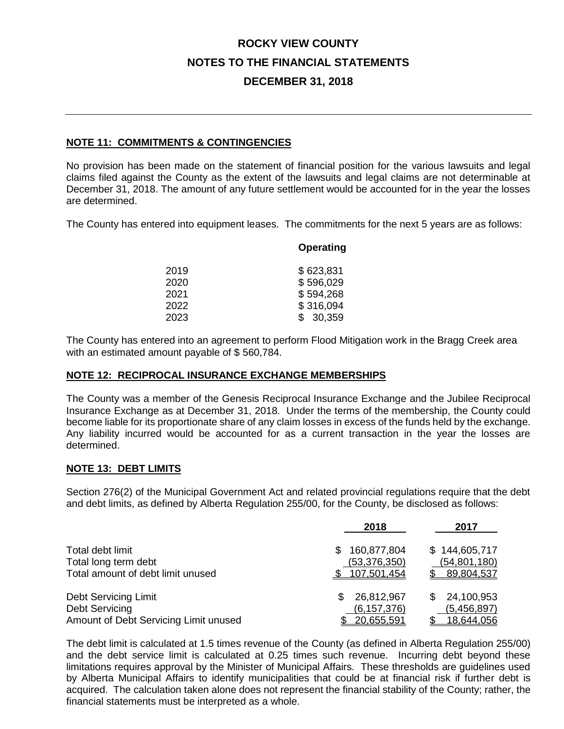# ROCKY VIEW COUNTY

## NOTES TO THE FINANCIAL STATEMENTS

## DECEMBER 31, 2018

---

### NOTE 11: COMMITMENTS & CONTINGENCIES

No provision has been made on the statement of financial position for the various lawsuits and legal claims filed against the County as the extent of the lawsuits and legal claims are not determinable at December 31, 2018. The amount of any future settlement would be accounted for in the year the losses are determined.

The County has entered into equipment leases. The commitments for the next 5 years are as follows:

| | Operating |
|---|---|
| 2019 | $ 623,831 |
| 2020 | $ 596,029 |
| 2021 | $ 594,268 |
| 2022 | $ 316,094 |
| 2023 | $ 30,359 |

The County has entered into an agreement to perform Flood Mitigation work in the Bragg Creek area with an estimated amount payable of $ 560,784.

### NOTE 12: RECIPROCAL INSURANCE EXCHANGE MEMBERSHIPS

The County was a member of the Genesis Reciprocal Insurance Exchange and the Jubilee Reciprocal Insurance Exchange as at December 31, 2018. Under the terms of the membership, the County could become liable for its proportionate share of any claim losses in excess of the funds held by the exchange. Any liability incurred would be accounted for as a current transaction in the year the losses are determined.

### NOTE 13: DEBT LIMITS

Section 276(2) of the Municipal Government Act and related provincial regulations require that the debt and debt limits, as defined by Alberta Regulation 255/00, for the County, be disclosed as follows:

| | 2018 | 2017 |
|---|---|---|
| Total debt limit | $ 160,877,804 | $ 144,605,717 |
| Total long term debt | (53,376,350) | (54,801,180) |
| Total amount of debt limit unused | $ 107,501,454 | $ 89,804,537 |
| | | |
| Debt Servicing Limit | $ 26,812,967 | $ 24,100,953 |
| Debt Servicing | (6,157,376) | (5,456,897) |
| Amount of Debt Servicing Limit unused | $ 20,655,591 | $ 18,644,056 |

The debt limit is calculated at 1.5 times revenue of the County (as defined in Alberta Regulation 255/00) and the debt service limit is calculated at 0.25 times such revenue. Incurring debt beyond these limitations requires approval by the Minister of Municipal Affairs. These thresholds are guidelines used by Alberta Municipal Affairs to identify municipalities that could be at financial risk if further debt is acquired. The calculation taken alone does not represent the financial stability of the County; rather, the financial statements must be interpreted as a whole.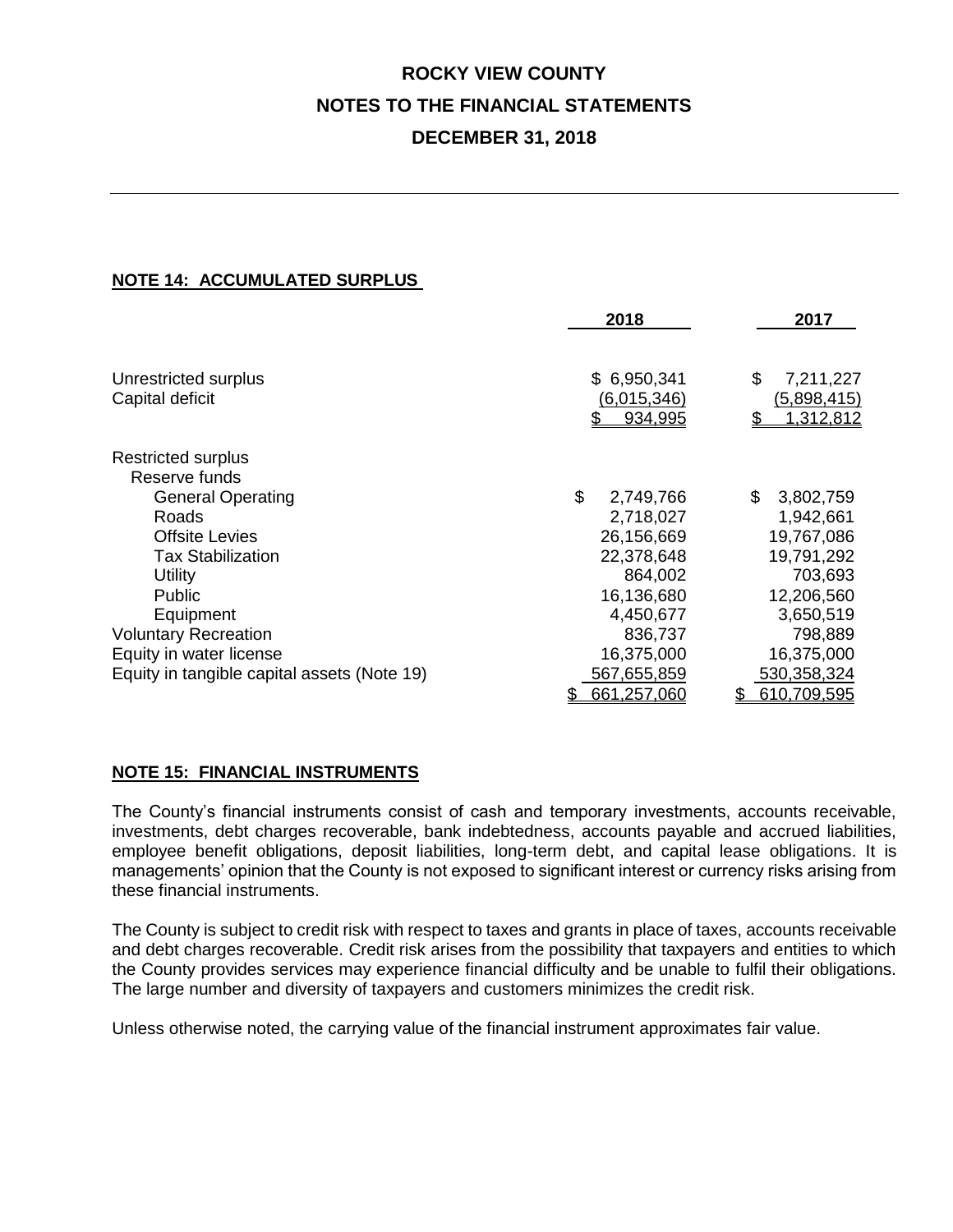**ROCKY VIEW COUNTY**

**NOTES TO THE FINANCIAL STATEMENTS**

**DECEMBER 31, 2018**

## NOTE 14: ACCUMULATED SURPLUS

| | 2018 | 2017 |
|---|---|---|
| Unrestricted surplus | $ 6,950,341 | $ 7,211,227 |
| Capital deficit | (6,015,346) | (5,898,415) |
| | $ 934,995 | $ 1,312,812 |
| Restricted surplus | | |
| Reserve funds | | |
| General Operating | $ 2,749,766 | $ 3,802,759 |
| Roads | 2,718,027 | 1,942,661 |
| Offsite Levies | 26,156,669 | 19,767,086 |
| Tax Stabilization | 22,378,648 | 19,791,292 |
| Utility | 864,002 | 703,693 |
| Public | 16,136,680 | 12,206,560 |
| Equipment | 4,450,677 | 3,650,519 |
| Voluntary Recreation | 836,737 | 798,889 |
| Equity in water license | 16,375,000 | 16,375,000 |
| Equity in tangible capital assets (Note 19) | 567,655,859 | 530,358,324 |
| | $ 661,257,060 | $ 610,709,595 |

## NOTE 15: FINANCIAL INSTRUMENTS

The County's financial instruments consist of cash and temporary investments, accounts receivable, investments, debt charges recoverable, bank indebtedness, accounts payable and accrued liabilities, employee benefit obligations, deposit liabilities, long-term debt, and capital lease obligations. It is managements' opinion that the County is not exposed to significant interest or currency risks arising from these financial instruments.

The County is subject to credit risk with respect to taxes and grants in place of taxes, accounts receivable and debt charges recoverable. Credit risk arises from the possibility that taxpayers and entities to which the County provides services may experience financial difficulty and be unable to fulfil their obligations. The large number and diversity of taxpayers and customers minimizes the credit risk.

Unless otherwise noted, the carrying value of the financial instrument approximates fair value.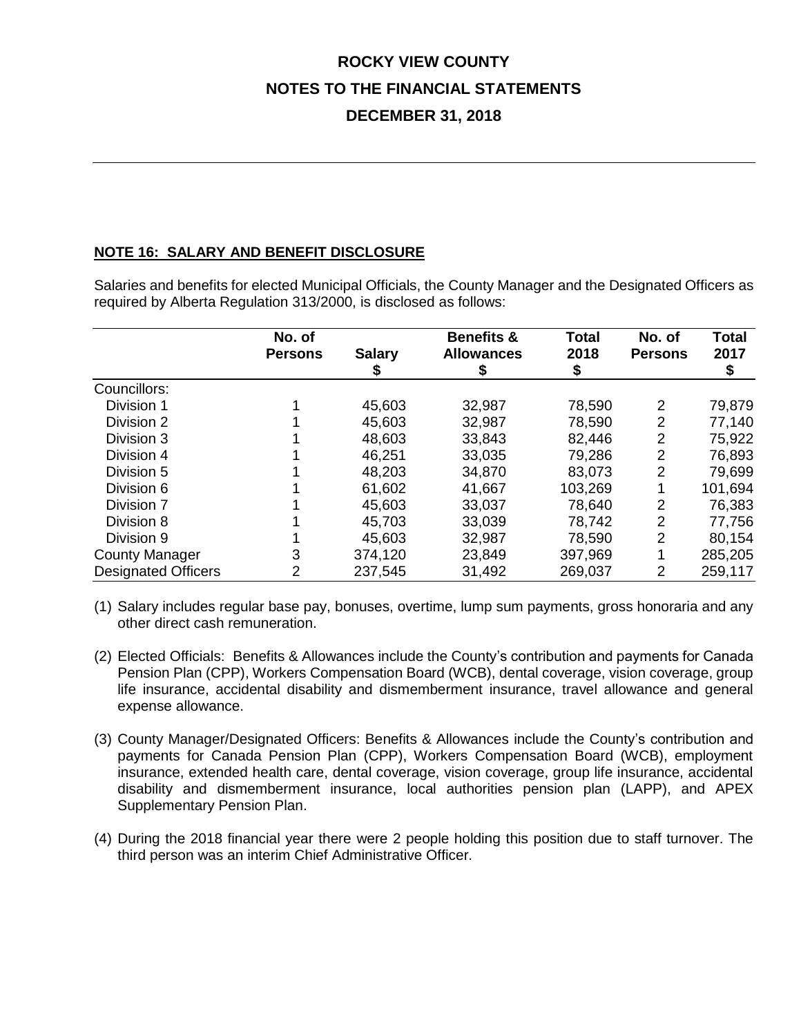# ROCKY VIEW COUNTY
# NOTES TO THE FINANCIAL STATEMENTS
# DECEMBER 31, 2018

**NOTE 16: SALARY AND BENEFIT DISCLOSURE**

Salaries and benefits for elected Municipal Officials, the County Manager and the Designated Officers as required by Alberta Regulation 313/2000, is disclosed as follows:

| | No. of Persons | Salary $ | Benefits & Allowances $ | Total 2018 $ | No. of Persons | Total 2017 $ |
|---|---|---|---|---|---|---|
| Councillors: | | | | | | |
| Division 1 | 1 | 45,603 | 32,987 | 78,590 | 2 | 79,879 |
| Division 2 | 1 | 45,603 | 32,987 | 78,590 | 2 | 77,140 |
| Division 3 | 1 | 48,603 | 33,843 | 82,446 | 2 | 75,922 |
| Division 4 | 1 | 46,251 | 33,035 | 79,286 | 2 | 76,893 |
| Division 5 | 1 | 48,203 | 34,870 | 83,073 | 2 | 79,699 |
| Division 6 | 1 | 61,602 | 41,667 | 103,269 | 1 | 101,694 |
| Division 7 | 1 | 45,603 | 33,037 | 78,640 | 2 | 76,383 |
| Division 8 | 1 | 45,703 | 33,039 | 78,742 | 2 | 77,756 |
| Division 9 | 1 | 45,603 | 32,987 | 78,590 | 2 | 80,154 |
| County Manager | 3 | 374,120 | 23,849 | 397,969 | 1 | 285,205 |
| Designated Officers | 2 | 237,545 | 31,492 | 269,037 | 2 | 259,117 |

(1) Salary includes regular base pay, bonuses, overtime, lump sum payments, gross honoraria and any other direct cash remuneration.

(2) Elected Officials: Benefits & Allowances include the County's contribution and payments for Canada Pension Plan (CPP), Workers Compensation Board (WCB), dental coverage, vision coverage, group life insurance, accidental disability and dismemberment insurance, travel allowance and general expense allowance.

(3) County Manager/Designated Officers: Benefits & Allowances include the County's contribution and payments for Canada Pension Plan (CPP), Workers Compensation Board (WCB), employment insurance, extended health care, dental coverage, vision coverage, group life insurance, accidental disability and dismemberment insurance, local authorities pension plan (LAPP), and APEX Supplementary Pension Plan.

(4) During the 2018 financial year there were 2 people holding this position due to staff turnover. The third person was an interim Chief Administrative Officer.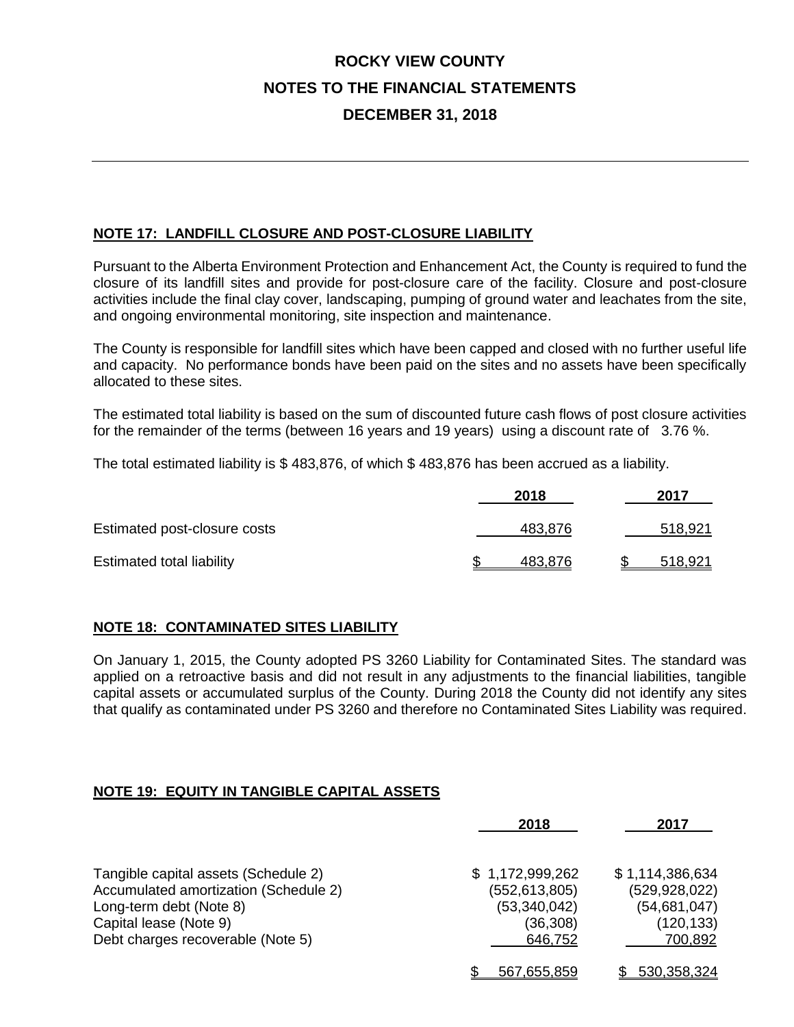# ROCKY VIEW COUNTY

## NOTES TO THE FINANCIAL STATEMENTS

## DECEMBER 31, 2018

### NOTE 17: LANDFILL CLOSURE AND POST-CLOSURE LIABILITY

Pursuant to the Alberta Environment Protection and Enhancement Act, the County is required to fund the closure of its landfill sites and provide for post-closure care of the facility. Closure and post-closure activities include the final clay cover, landscaping, pumping of ground water and leachates from the site, and ongoing environmental monitoring, site inspection and maintenance.

The County is responsible for landfill sites which have been capped and closed with no further useful life and capacity. No performance bonds have been paid on the sites and no assets have been specifically allocated to these sites.

The estimated total liability is based on the sum of discounted future cash flows of post closure activities for the remainder of the terms (between 16 years and 19 years) using a discount rate of 3.76 %.

The total estimated liability is $ 483,876, of which $ 483,876 has been accrued as a liability.

| | 2018 | 2017 |
|---|---|---|
| Estimated post-closure costs | 483,876 | 518,921 |
| Estimated total liability | $ 483,876 | $ 518,921 |

### NOTE 18: CONTAMINATED SITES LIABILITY

On January 1, 2015, the County adopted PS 3260 Liability for Contaminated Sites. The standard was applied on a retroactive basis and did not result in any adjustments to the financial liabilities, tangible capital assets or accumulated surplus of the County. During 2018 the County did not identify any sites that qualify as contaminated under PS 3260 and therefore no Contaminated Sites Liability was required.

### NOTE 19: EQUITY IN TANGIBLE CAPITAL ASSETS

| | 2018 | 2017 |
|---|---|---|
| Tangible capital assets (Schedule 2) | $ 1,172,999,262 | $ 1,114,386,634 |
| Accumulated amortization (Schedule 2) | (552,613,805) | (529,928,022) |
| Long-term debt (Note 8) | (53,340,042) | (54,681,047) |
| Capital lease (Note 9) | (36,308) | (120,133) |
| Debt charges recoverable (Note 5) | 646,752 | 700,892 |
| | $ 567,655,859 | $ 530,358,324 |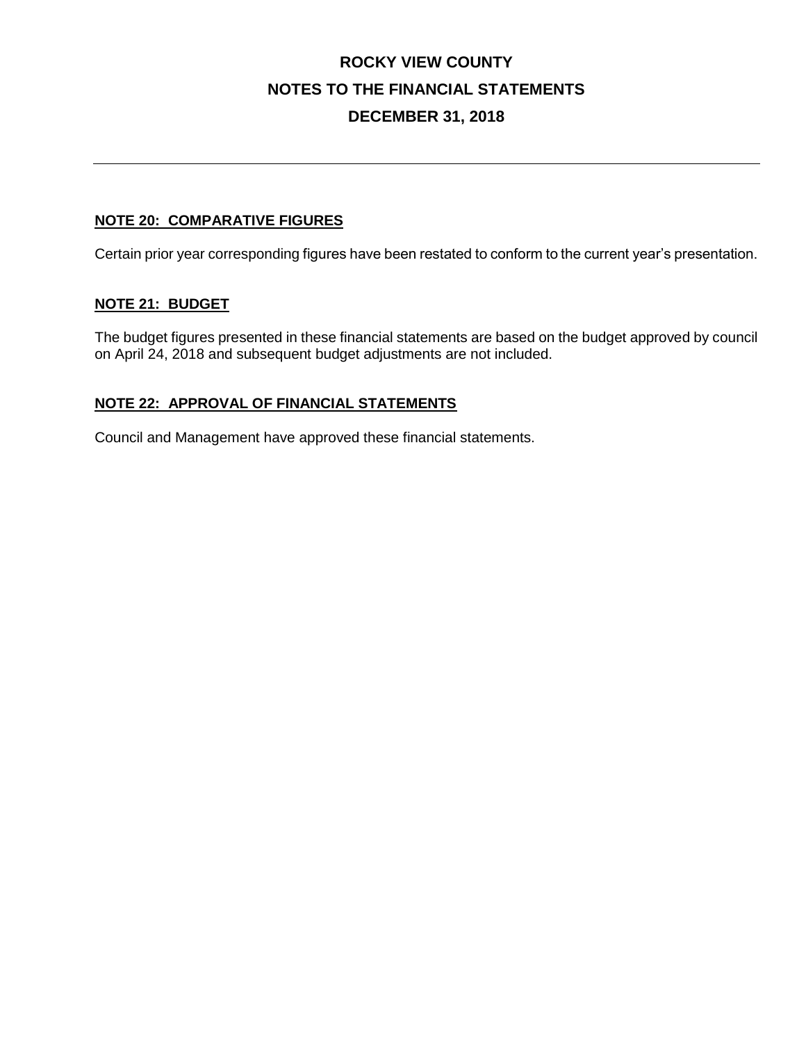## NOTE 20: COMPARATIVE FIGURES

Certain prior year corresponding figures have been restated to conform to the current year's presentation.

## NOTE 21: BUDGET

The budget figures presented in these financial statements are based on the budget approved by council on April 24, 2018 and subsequent budget adjustments are not included.

## NOTE 22: APPROVAL OF FINANCIAL STATEMENTS

Council and Management have approved these financial statements.